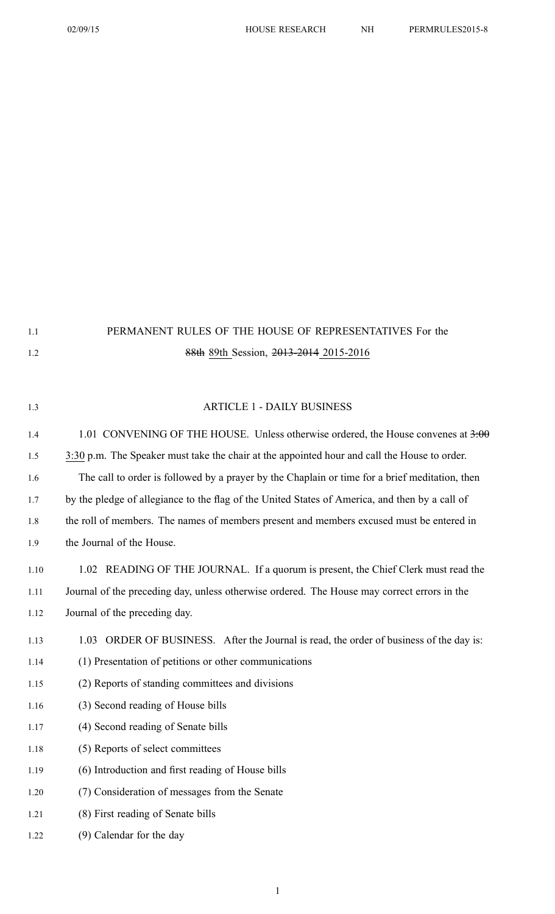# PERMANENT RULES OF THE HOUSE OF REPRESENTATIVES For the ~~88th~~ 89th Session, ~~2013-2014~~ 2015-2016

## ARTICLE 1 - DAILY BUSINESS

1.01 CONVENING OF THE HOUSE. Unless otherwise ordered, the House convenes at ~~3:00~~ 3:30 p.m. The Speaker must take the chair at the appointed hour and call the House to order.

The call to order is followed by a prayer by the Chaplain or time for a brief meditation, then by the pledge of allegiance to the flag of the United States of America, and then by a call of the roll of members. The names of members present and members excused must be entered in the Journal of the House.

1.02 READING OF THE JOURNAL. If a quorum is present, the Chief Clerk must read the Journal of the preceding day, unless otherwise ordered. The House may correct errors in the Journal of the preceding day.

1.03 ORDER OF BUSINESS. After the Journal is read, the order of business of the day is:

(1) Presentation of petitions or other communications

(2) Reports of standing committees and divisions

(3) Second reading of House bills

(4) Second reading of Senate bills

(5) Reports of select committees

(6) Introduction and first reading of House bills

(7) Consideration of messages from the Senate

(8) First reading of Senate bills

(9) Calendar for the day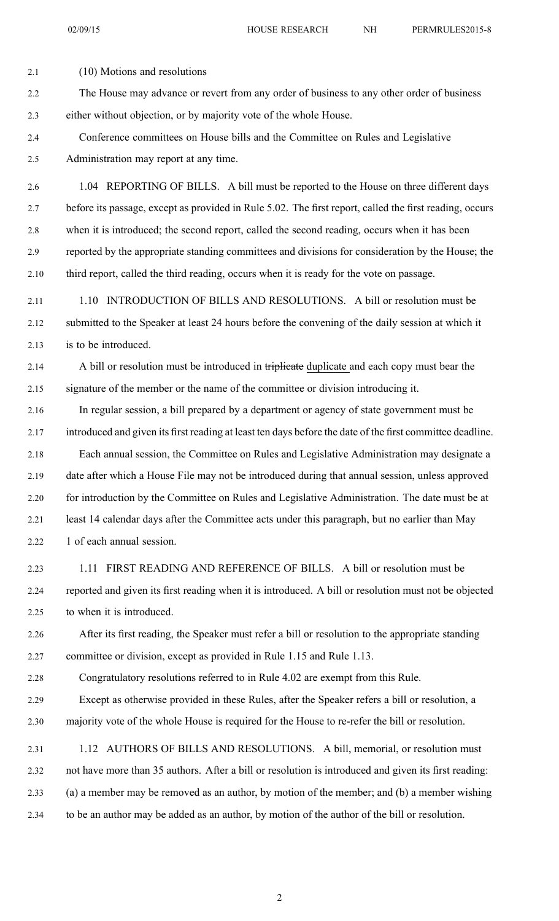(10) Motions and resolutions

The House may advance or revert from any order of business to any other order of business either without objection, or by majority vote of the whole House.

Conference committees on House bills and the Committee on Rules and Legislative Administration may report at any time.

1.04 REPORTING OF BILLS. A bill must be reported to the House on three different days before its passage, except as provided in Rule 5.02. The first report, called the first reading, occurs when it is introduced; the second report, called the second reading, occurs when it has been reported by the appropriate standing committees and divisions for consideration by the House; the third report, called the third reading, occurs when it is ready for the vote on passage.

1.10 INTRODUCTION OF BILLS AND RESOLUTIONS. A bill or resolution must be submitted to the Speaker at least 24 hours before the convening of the daily session at which it is to be introduced.

A bill or resolution must be introduced in ~~triplicate~~ duplicate and each copy must bear the signature of the member or the name of the committee or division introducing it.

In regular session, a bill prepared by a department or agency of state government must be introduced and given its first reading at least ten days before the date of the first committee deadline.

Each annual session, the Committee on Rules and Legislative Administration may designate a date after which a House File may not be introduced during that annual session, unless approved for introduction by the Committee on Rules and Legislative Administration. The date must be at least 14 calendar days after the Committee acts under this paragraph, but no earlier than May 1 of each annual session.

1.11 FIRST READING AND REFERENCE OF BILLS. A bill or resolution must be reported and given its first reading when it is introduced. A bill or resolution must not be objected to when it is introduced.

After its first reading, the Speaker must refer a bill or resolution to the appropriate standing committee or division, except as provided in Rule 1.15 and Rule 1.13.

Congratulatory resolutions referred to in Rule 4.02 are exempt from this Rule.

Except as otherwise provided in these Rules, after the Speaker refers a bill or resolution, a majority vote of the whole House is required for the House to re-refer the bill or resolution.

1.12 AUTHORS OF BILLS AND RESOLUTIONS. A bill, memorial, or resolution must not have more than 35 authors. After a bill or resolution is introduced and given its first reading: (a) a member may be removed as an author, by motion of the member; and (b) a member wishing to be an author may be added as an author, by motion of the author of the bill or resolution.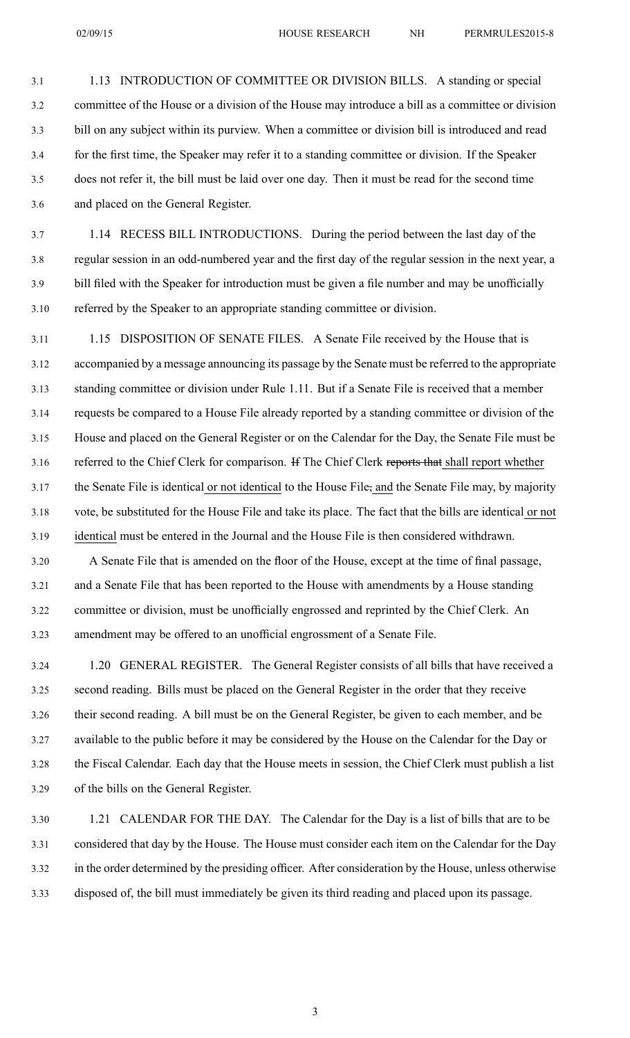1.13 INTRODUCTION OF COMMITTEE OR DIVISION BILLS. A standing or special committee of the House or a division of the House may introduce a bill as a committee or division bill on any subject within its purview. When a committee or division bill is introduced and read for the first time, the Speaker may refer it to a standing committee or division. If the Speaker does not refer it, the bill must be laid over one day. Then it must be read for the second time and placed on the General Register.

1.14 RECESS BILL INTRODUCTIONS. During the period between the last day of the regular session in an odd-numbered year and the first day of the regular session in the next year, a bill filed with the Speaker for introduction must be given a file number and may be unofficially referred by the Speaker to an appropriate standing committee or division.

1.15 DISPOSITION OF SENATE FILES. A Senate File received by the House that is accompanied by a message announcing its passage by the Senate must be referred to the appropriate standing committee or division under Rule 1.11. But if a Senate File is received that a member requests be compared to a House File already reported by a standing committee or division of the House and placed on the General Register or on the Calendar for the Day, the Senate File must be referred to the Chief Clerk for comparison. ~~If~~ The Chief Clerk ~~reports that~~ shall report whether the Senate File is identical or not identical to the House File~~,~~ and the Senate File may, by majority vote, be substituted for the House File and take its place. The fact that the bills are identical or not identical must be entered in the Journal and the House File is then considered withdrawn.

A Senate File that is amended on the floor of the House, except at the time of final passage, and a Senate File that has been reported to the House with amendments by a House standing committee or division, must be unofficially engrossed and reprinted by the Chief Clerk. An amendment may be offered to an unofficial engrossment of a Senate File.

1.20 GENERAL REGISTER. The General Register consists of all bills that have received a second reading. Bills must be placed on the General Register in the order that they receive their second reading. A bill must be on the General Register, be given to each member, and be available to the public before it may be considered by the House on the Calendar for the Day or the Fiscal Calendar. Each day that the House meets in session, the Chief Clerk must publish a list of the bills on the General Register.

1.21 CALENDAR FOR THE DAY. The Calendar for the Day is a list of bills that are to be considered that day by the House. The House must consider each item on the Calendar for the Day in the order determined by the presiding officer. After consideration by the House, unless otherwise disposed of, the bill must immediately be given its third reading and placed upon its passage.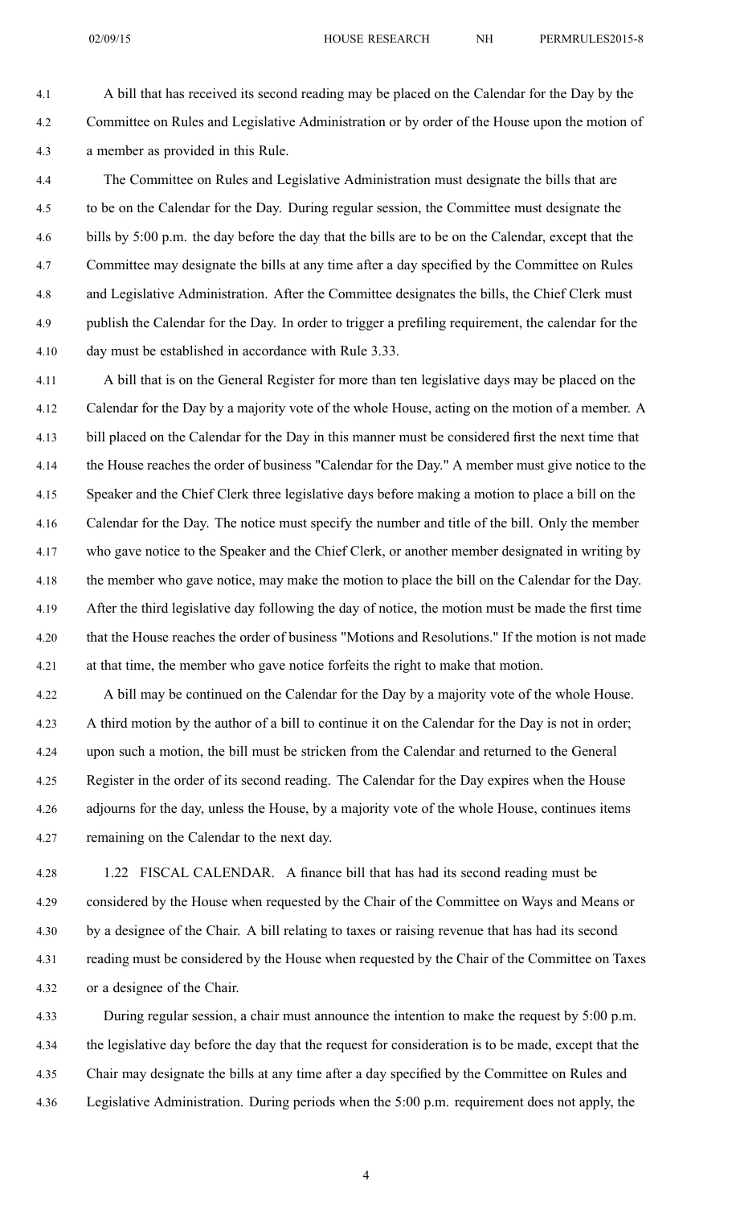A bill that has received its second reading may be placed on the Calendar for the Day by the Committee on Rules and Legislative Administration or by order of the House upon the motion of a member as provided in this Rule.

The Committee on Rules and Legislative Administration must designate the bills that are to be on the Calendar for the Day. During regular session, the Committee must designate the bills by 5:00 p.m. the day before the day that the bills are to be on the Calendar, except that the Committee may designate the bills at any time after a day specified by the Committee on Rules and Legislative Administration. After the Committee designates the bills, the Chief Clerk must publish the Calendar for the Day. In order to trigger a prefiling requirement, the calendar for the day must be established in accordance with Rule 3.33.

A bill that is on the General Register for more than ten legislative days may be placed on the Calendar for the Day by a majority vote of the whole House, acting on the motion of a member. A bill placed on the Calendar for the Day in this manner must be considered first the next time that the House reaches the order of business "Calendar for the Day." A member must give notice to the Speaker and the Chief Clerk three legislative days before making a motion to place a bill on the Calendar for the Day. The notice must specify the number and title of the bill. Only the member who gave notice to the Speaker and the Chief Clerk, or another member designated in writing by the member who gave notice, may make the motion to place the bill on the Calendar for the Day. After the third legislative day following the day of notice, the motion must be made the first time that the House reaches the order of business "Motions and Resolutions." If the motion is not made at that time, the member who gave notice forfeits the right to make that motion.

A bill may be continued on the Calendar for the Day by a majority vote of the whole House. A third motion by the author of a bill to continue it on the Calendar for the Day is not in order; upon such a motion, the bill must be stricken from the Calendar and returned to the General Register in the order of its second reading. The Calendar for the Day expires when the House adjourns for the day, unless the House, by a majority vote of the whole House, continues items remaining on the Calendar to the next day.

1.22 FISCAL CALENDAR. A finance bill that has had its second reading must be considered by the House when requested by the Chair of the Committee on Ways and Means or by a designee of the Chair. A bill relating to taxes or raising revenue that has had its second reading must be considered by the House when requested by the Chair of the Committee on Taxes or a designee of the Chair.

During regular session, a chair must announce the intention to make the request by 5:00 p.m. the legislative day before the day that the request for consideration is to be made, except that the Chair may designate the bills at any time after a day specified by the Committee on Rules and Legislative Administration. During periods when the 5:00 p.m. requirement does not apply, the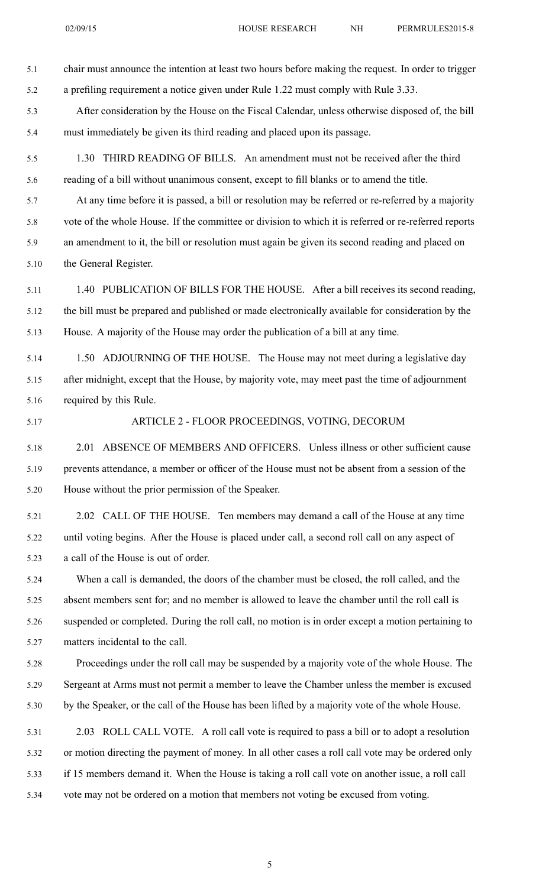chair must announce the intention at least two hours before making the request. In order to trigger a prefiling requirement a notice given under Rule 1.22 must comply with Rule 3.33.

After consideration by the House on the Fiscal Calendar, unless otherwise disposed of, the bill must immediately be given its third reading and placed upon its passage.

1.30 THIRD READING OF BILLS. An amendment must not be received after the third reading of a bill without unanimous consent, except to fill blanks or to amend the title.

At any time before it is passed, a bill or resolution may be referred or re-referred by a majority vote of the whole House. If the committee or division to which it is referred or re-referred reports an amendment to it, the bill or resolution must again be given its second reading and placed on the General Register.

1.40 PUBLICATION OF BILLS FOR THE HOUSE. After a bill receives its second reading, the bill must be prepared and published or made electronically available for consideration by the House. A majority of the House may order the publication of a bill at any time.

1.50 ADJOURNING OF THE HOUSE. The House may not meet during a legislative day after midnight, except that the House, by majority vote, may meet past the time of adjournment required by this Rule.

## ARTICLE 2 - FLOOR PROCEEDINGS, VOTING, DECORUM

2.01 ABSENCE OF MEMBERS AND OFFICERS. Unless illness or other sufficient cause prevents attendance, a member or officer of the House must not be absent from a session of the House without the prior permission of the Speaker.

2.02 CALL OF THE HOUSE. Ten members may demand a call of the House at any time until voting begins. After the House is placed under call, a second roll call on any aspect of a call of the House is out of order.

When a call is demanded, the doors of the chamber must be closed, the roll called, and the absent members sent for; and no member is allowed to leave the chamber until the roll call is suspended or completed. During the roll call, no motion is in order except a motion pertaining to matters incidental to the call.

Proceedings under the roll call may be suspended by a majority vote of the whole House. The Sergeant at Arms must not permit a member to leave the Chamber unless the member is excused by the Speaker, or the call of the House has been lifted by a majority vote of the whole House.

2.03 ROLL CALL VOTE. A roll call vote is required to pass a bill or to adopt a resolution or motion directing the payment of money. In all other cases a roll call vote may be ordered only if 15 members demand it. When the House is taking a roll call vote on another issue, a roll call vote may not be ordered on a motion that members not voting be excused from voting.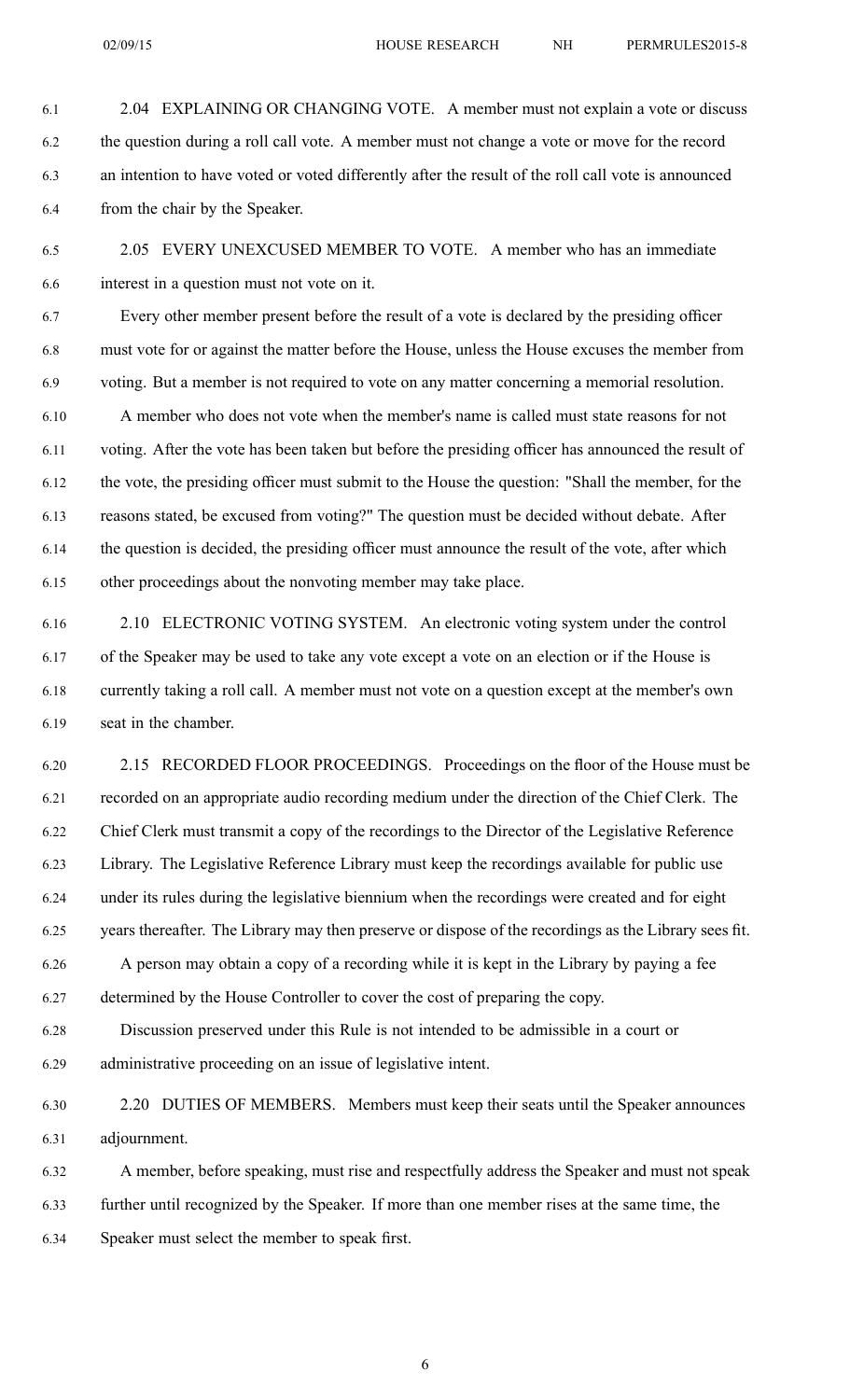2.04 EXPLAINING OR CHANGING VOTE. A member must not explain a vote or discuss the question during a roll call vote. A member must not change a vote or move for the record an intention to have voted or voted differently after the result of the roll call vote is announced from the chair by the Speaker.

2.05 EVERY UNEXCUSED MEMBER TO VOTE. A member who has an immediate interest in a question must not vote on it.

Every other member present before the result of a vote is declared by the presiding officer must vote for or against the matter before the House, unless the House excuses the member from voting. But a member is not required to vote on any matter concerning a memorial resolution.

A member who does not vote when the member's name is called must state reasons for not voting. After the vote has been taken but before the presiding officer has announced the result of the vote, the presiding officer must submit to the House the question: "Shall the member, for the reasons stated, be excused from voting?" The question must be decided without debate. After the question is decided, the presiding officer must announce the result of the vote, after which other proceedings about the nonvoting member may take place.

2.10 ELECTRONIC VOTING SYSTEM. An electronic voting system under the control of the Speaker may be used to take any vote except a vote on an election or if the House is currently taking a roll call. A member must not vote on a question except at the member's own seat in the chamber.

2.15 RECORDED FLOOR PROCEEDINGS. Proceedings on the floor of the House must be recorded on an appropriate audio recording medium under the direction of the Chief Clerk. The Chief Clerk must transmit a copy of the recordings to the Director of the Legislative Reference Library. The Legislative Reference Library must keep the recordings available for public use under its rules during the legislative biennium when the recordings were created and for eight years thereafter. The Library may then preserve or dispose of the recordings as the Library sees fit.

A person may obtain a copy of a recording while it is kept in the Library by paying a fee determined by the House Controller to cover the cost of preparing the copy.

Discussion preserved under this Rule is not intended to be admissible in a court or administrative proceeding on an issue of legislative intent.

2.20 DUTIES OF MEMBERS. Members must keep their seats until the Speaker announces adjournment.

A member, before speaking, must rise and respectfully address the Speaker and must not speak further until recognized by the Speaker. If more than one member rises at the same time, the Speaker must select the member to speak first.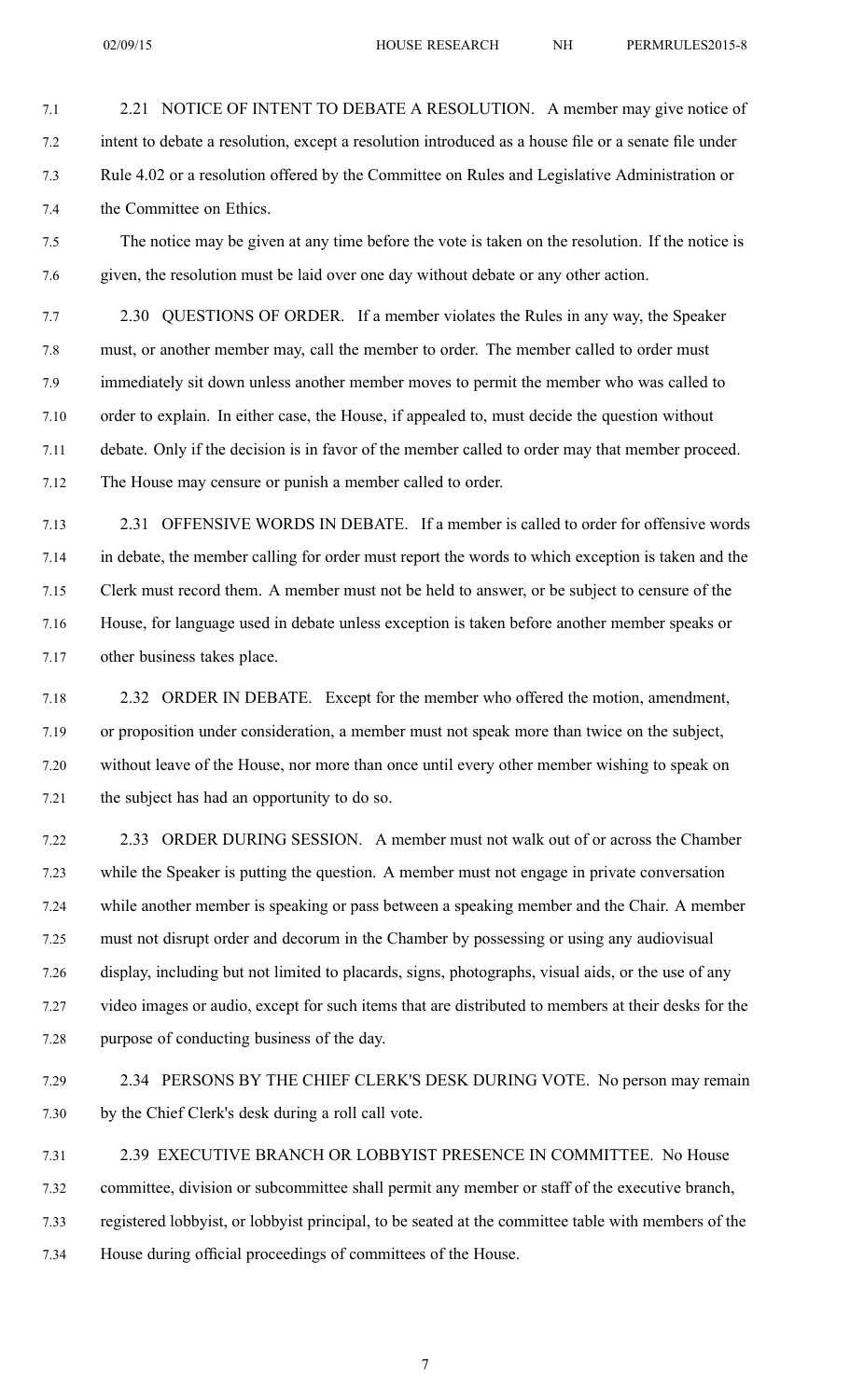2.21 NOTICE OF INTENT TO DEBATE A RESOLUTION. A member may give notice of intent to debate a resolution, except a resolution introduced as a house file or a senate file under Rule 4.02 or a resolution offered by the Committee on Rules and Legislative Administration or the Committee on Ethics.

The notice may be given at any time before the vote is taken on the resolution. If the notice is given, the resolution must be laid over one day without debate or any other action.

2.30 QUESTIONS OF ORDER. If a member violates the Rules in any way, the Speaker must, or another member may, call the member to order. The member called to order must immediately sit down unless another member moves to permit the member who was called to order to explain. In either case, the House, if appealed to, must decide the question without debate. Only if the decision is in favor of the member called to order may that member proceed. The House may censure or punish a member called to order.

2.31 OFFENSIVE WORDS IN DEBATE. If a member is called to order for offensive words in debate, the member calling for order must report the words to which exception is taken and the Clerk must record them. A member must not be held to answer, or be subject to censure of the House, for language used in debate unless exception is taken before another member speaks or other business takes place.

2.32 ORDER IN DEBATE. Except for the member who offered the motion, amendment, or proposition under consideration, a member must not speak more than twice on the subject, without leave of the House, nor more than once until every other member wishing to speak on the subject has had an opportunity to do so.

2.33 ORDER DURING SESSION. A member must not walk out of or across the Chamber while the Speaker is putting the question. A member must not engage in private conversation while another member is speaking or pass between a speaking member and the Chair. A member must not disrupt order and decorum in the Chamber by possessing or using any audiovisual display, including but not limited to placards, signs, photographs, visual aids, or the use of any video images or audio, except for such items that are distributed to members at their desks for the purpose of conducting business of the day.

2.34 PERSONS BY THE CHIEF CLERK'S DESK DURING VOTE. No person may remain by the Chief Clerk's desk during a roll call vote.

2.39 EXECUTIVE BRANCH OR LOBBYIST PRESENCE IN COMMITTEE. No House committee, division or subcommittee shall permit any member or staff of the executive branch, registered lobbyist, or lobbyist principal, to be seated at the committee table with members of the House during official proceedings of committees of the House.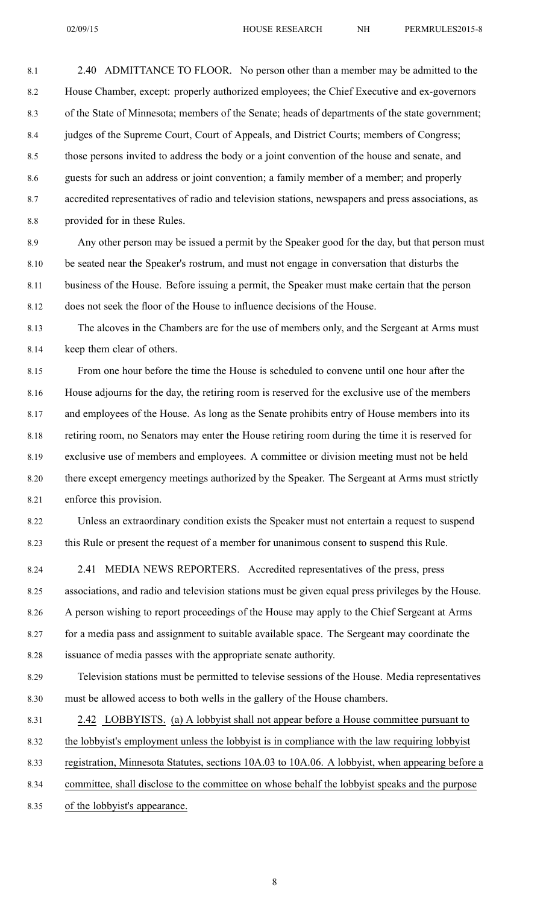2.40 ADMITTANCE TO FLOOR. No person other than a member may be admitted to the House Chamber, except: properly authorized employees; the Chief Executive and ex-governors of the State of Minnesota; members of the Senate; heads of departments of the state government; judges of the Supreme Court, Court of Appeals, and District Courts; members of Congress; those persons invited to address the body or a joint convention of the house and senate, and guests for such an address or joint convention; a family member of a member; and properly accredited representatives of radio and television stations, newspapers and press associations, as provided for in these Rules.

Any other person may be issued a permit by the Speaker good for the day, but that person must be seated near the Speaker's rostrum, and must not engage in conversation that disturbs the business of the House. Before issuing a permit, the Speaker must make certain that the person does not seek the floor of the House to influence decisions of the House.

The alcoves in the Chambers are for the use of members only, and the Sergeant at Arms must keep them clear of others.

From one hour before the time the House is scheduled to convene until one hour after the House adjourns for the day, the retiring room is reserved for the exclusive use of the members and employees of the House. As long as the Senate prohibits entry of House members into its retiring room, no Senators may enter the House retiring room during the time it is reserved for exclusive use of members and employees. A committee or division meeting must not be held there except emergency meetings authorized by the Speaker. The Sergeant at Arms must strictly enforce this provision.

Unless an extraordinary condition exists the Speaker must not entertain a request to suspend this Rule or present the request of a member for unanimous consent to suspend this Rule.

2.41 MEDIA NEWS REPORTERS. Accredited representatives of the press, press associations, and radio and television stations must be given equal press privileges by the House. A person wishing to report proceedings of the House may apply to the Chief Sergeant at Arms for a media pass and assignment to suitable available space. The Sergeant may coordinate the issuance of media passes with the appropriate senate authority.

Television stations must be permitted to televise sessions of the House. Media representatives must be allowed access to both wells in the gallery of the House chambers.

2.42 LOBBYISTS. (a) A lobbyist shall not appear before a House committee pursuant to the lobbyist's employment unless the lobbyist is in compliance with the law requiring lobbyist registration, Minnesota Statutes, sections 10A.03 to 10A.06. A lobbyist, when appearing before a committee, shall disclose to the committee on whose behalf the lobbyist speaks and the purpose of the lobbyist's appearance.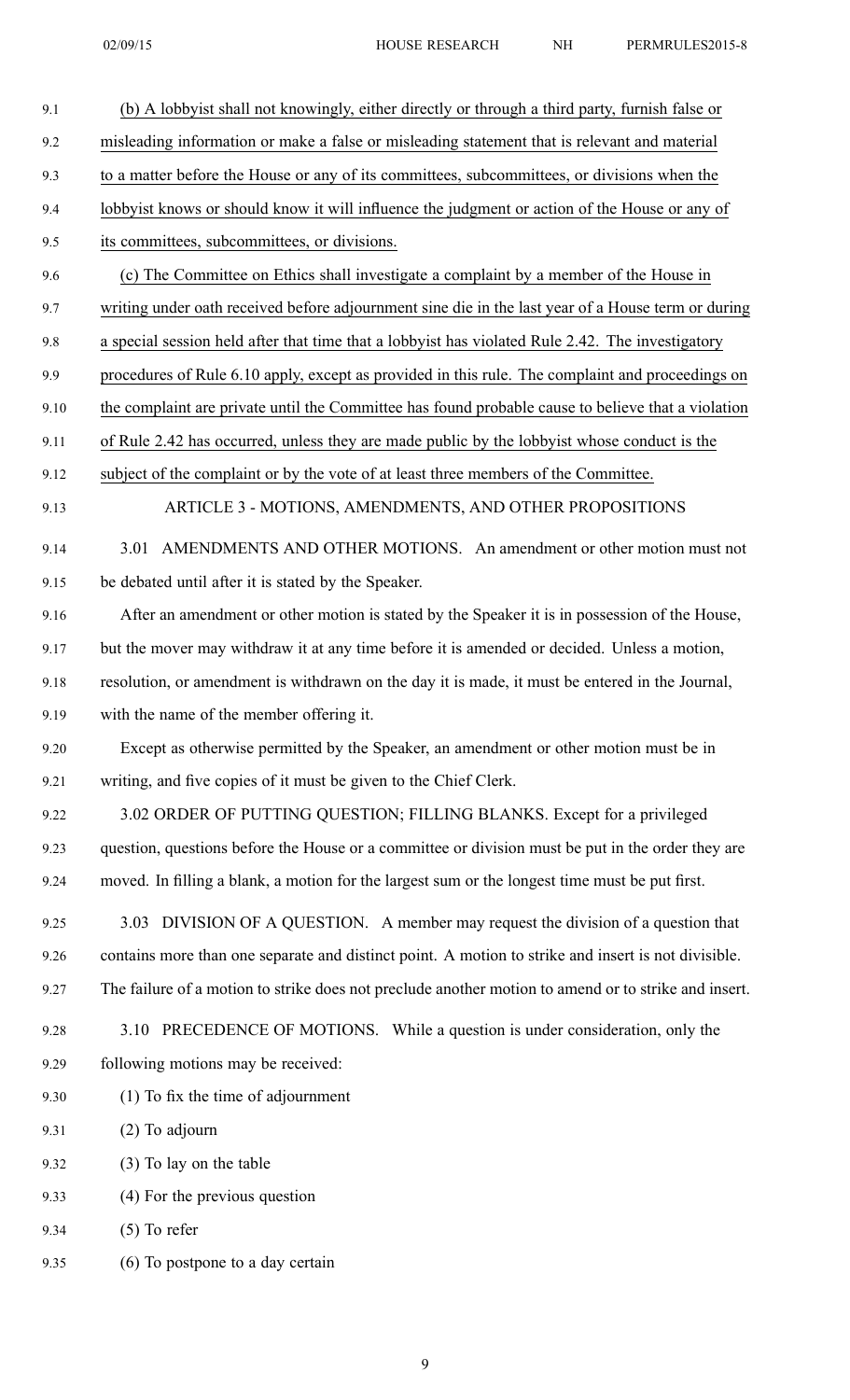(b) A lobbyist shall not knowingly, either directly or through a third party, furnish false or misleading information or make a false or misleading statement that is relevant and material to a matter before the House or any of its committees, subcommittees, or divisions when the lobbyist knows or should know it will influence the judgment or action of the House or any of its committees, subcommittees, or divisions.

(c) The Committee on Ethics shall investigate a complaint by a member of the House in writing under oath received before adjournment sine die in the last year of a House term or during a special session held after that time that a lobbyist has violated Rule 2.42. The investigatory procedures of Rule 6.10 apply, except as provided in this rule. The complaint and proceedings on the complaint are private until the Committee has found probable cause to believe that a violation of Rule 2.42 has occurred, unless they are made public by the lobbyist whose conduct is the subject of the complaint or by the vote of at least three members of the Committee.

## ARTICLE 3 - MOTIONS, AMENDMENTS, AND OTHER PROPOSITIONS

3.01 AMENDMENTS AND OTHER MOTIONS. An amendment or other motion must not be debated until after it is stated by the Speaker.

After an amendment or other motion is stated by the Speaker it is in possession of the House, but the mover may withdraw it at any time before it is amended or decided. Unless a motion, resolution, or amendment is withdrawn on the day it is made, it must be entered in the Journal, with the name of the member offering it.

Except as otherwise permitted by the Speaker, an amendment or other motion must be in writing, and five copies of it must be given to the Chief Clerk.

3.02 ORDER OF PUTTING QUESTION; FILLING BLANKS. Except for a privileged question, questions before the House or a committee or division must be put in the order they are moved. In filling a blank, a motion for the largest sum or the longest time must be put first.

3.03 DIVISION OF A QUESTION. A member may request the division of a question that contains more than one separate and distinct point. A motion to strike and insert is not divisible. The failure of a motion to strike does not preclude another motion to amend or to strike and insert.

3.10 PRECEDENCE OF MOTIONS. While a question is under consideration, only the following motions may be received:

(1) To fix the time of adjournment

(2) To adjourn

(3) To lay on the table

(4) For the previous question

(5) To refer

(6) To postpone to a day certain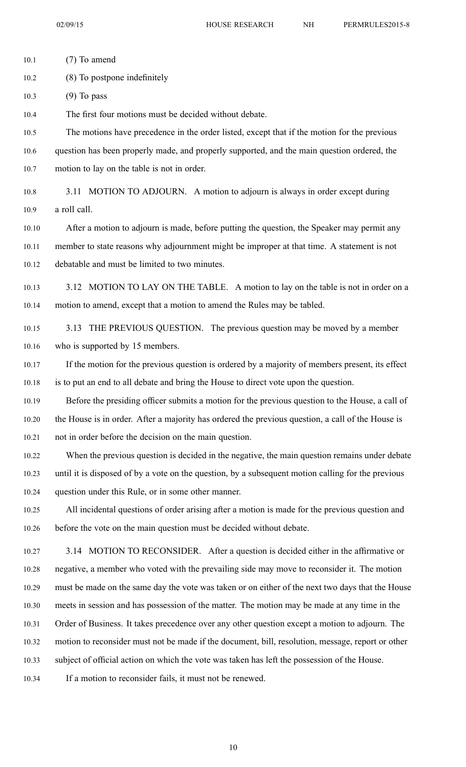(7) To amend

(8) To postpone indefinitely

(9) To pass

The first four motions must be decided without debate.

The motions have precedence in the order listed, except that if the motion for the previous question has been properly made, and properly supported, and the main question ordered, the motion to lay on the table is not in order.

3.11 MOTION TO ADJOURN. A motion to adjourn is always in order except during a roll call.

After a motion to adjourn is made, before putting the question, the Speaker may permit any member to state reasons why adjournment might be improper at that time. A statement is not debatable and must be limited to two minutes.

3.12 MOTION TO LAY ON THE TABLE. A motion to lay on the table is not in order on a motion to amend, except that a motion to amend the Rules may be tabled.

3.13 THE PREVIOUS QUESTION. The previous question may be moved by a member who is supported by 15 members.

If the motion for the previous question is ordered by a majority of members present, its effect is to put an end to all debate and bring the House to direct vote upon the question.

Before the presiding officer submits a motion for the previous question to the House, a call of the House is in order. After a majority has ordered the previous question, a call of the House is not in order before the decision on the main question.

When the previous question is decided in the negative, the main question remains under debate until it is disposed of by a vote on the question, by a subsequent motion calling for the previous question under this Rule, or in some other manner.

All incidental questions of order arising after a motion is made for the previous question and before the vote on the main question must be decided without debate.

3.14 MOTION TO RECONSIDER. After a question is decided either in the affirmative or negative, a member who voted with the prevailing side may move to reconsider it. The motion must be made on the same day the vote was taken or on either of the next two days that the House meets in session and has possession of the matter. The motion may be made at any time in the Order of Business. It takes precedence over any other question except a motion to adjourn. The motion to reconsider must not be made if the document, bill, resolution, message, report or other subject of official action on which the vote was taken has left the possession of the House.

If a motion to reconsider fails, it must not be renewed.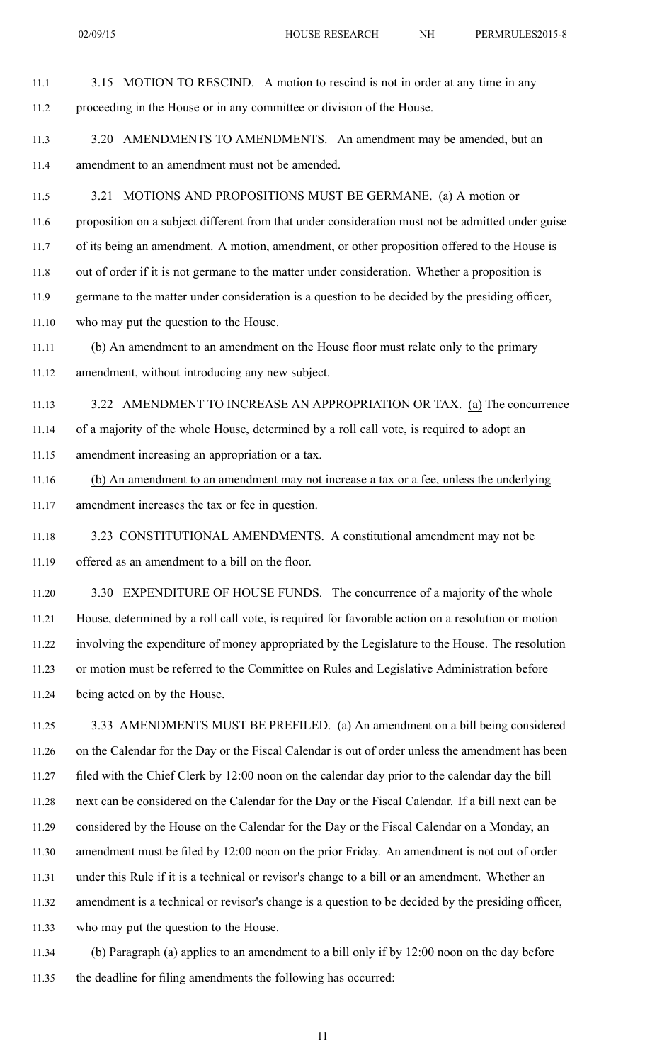3.15 MOTION TO RESCIND. A motion to rescind is not in order at any time in any proceeding in the House or in any committee or division of the House.

3.20 AMENDMENTS TO AMENDMENTS. An amendment may be amended, but an amendment to an amendment must not be amended.

3.21 MOTIONS AND PROPOSITIONS MUST BE GERMANE. (a) A motion or proposition on a subject different from that under consideration must not be admitted under guise of its being an amendment. A motion, amendment, or other proposition offered to the House is out of order if it is not germane to the matter under consideration. Whether a proposition is germane to the matter under consideration is a question to be decided by the presiding officer, who may put the question to the House.

(b) An amendment to an amendment on the House floor must relate only to the primary amendment, without introducing any new subject.

3.22 AMENDMENT TO INCREASE AN APPROPRIATION OR TAX. <u>(a)</u> The concurrence of a majority of the whole House, determined by a roll call vote, is required to adopt an amendment increasing an appropriation or a tax.

<u>(b) An amendment to an amendment may not increase a tax or a fee, unless the underlying amendment increases the tax or fee in question.</u>

3.23 CONSTITUTIONAL AMENDMENTS. A constitutional amendment may not be offered as an amendment to a bill on the floor.

3.30 EXPENDITURE OF HOUSE FUNDS. The concurrence of a majority of the whole House, determined by a roll call vote, is required for favorable action on a resolution or motion involving the expenditure of money appropriated by the Legislature to the House. The resolution or motion must be referred to the Committee on Rules and Legislative Administration before being acted on by the House.

3.33 AMENDMENTS MUST BE PREFILED. (a) An amendment on a bill being considered on the Calendar for the Day or the Fiscal Calendar is out of order unless the amendment has been filed with the Chief Clerk by 12:00 noon on the calendar day prior to the calendar day the bill next can be considered on the Calendar for the Day or the Fiscal Calendar. If a bill next can be considered by the House on the Calendar for the Day or the Fiscal Calendar on a Monday, an amendment must be filed by 12:00 noon on the prior Friday. An amendment is not out of order under this Rule if it is a technical or revisor's change to a bill or an amendment. Whether an amendment is a technical or revisor's change is a question to be decided by the presiding officer, who may put the question to the House.

(b) Paragraph (a) applies to an amendment to a bill only if by 12:00 noon on the day before the deadline for filing amendments the following has occurred: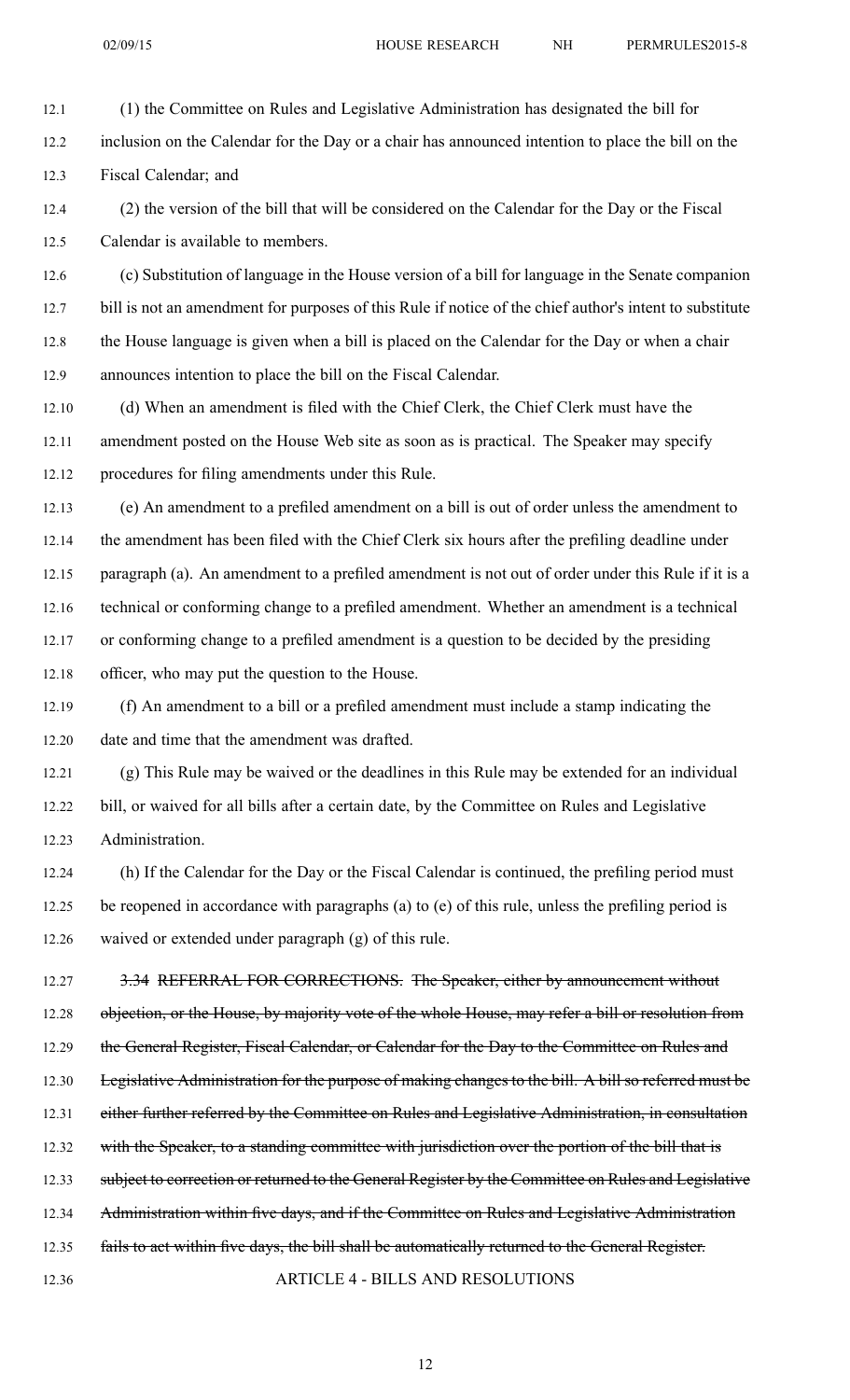(1) the Committee on Rules and Legislative Administration has designated the bill for inclusion on the Calendar for the Day or a chair has announced intention to place the bill on the Fiscal Calendar; and

(2) the version of the bill that will be considered on the Calendar for the Day or the Fiscal Calendar is available to members.

(c) Substitution of language in the House version of a bill for language in the Senate companion bill is not an amendment for purposes of this Rule if notice of the chief author's intent to substitute the House language is given when a bill is placed on the Calendar for the Day or when a chair announces intention to place the bill on the Fiscal Calendar.

(d) When an amendment is filed with the Chief Clerk, the Chief Clerk must have the amendment posted on the House Web site as soon as is practical. The Speaker may specify procedures for filing amendments under this Rule.

(e) An amendment to a prefiled amendment on a bill is out of order unless the amendment to the amendment has been filed with the Chief Clerk six hours after the prefiling deadline under paragraph (a). An amendment to a prefiled amendment is not out of order under this Rule if it is a technical or conforming change to a prefiled amendment. Whether an amendment is a technical or conforming change to a prefiled amendment is a question to be decided by the presiding officer, who may put the question to the House.

(f) An amendment to a bill or a prefiled amendment must include a stamp indicating the date and time that the amendment was drafted.

(g) This Rule may be waived or the deadlines in this Rule may be extended for an individual bill, or waived for all bills after a certain date, by the Committee on Rules and Legislative Administration.

(h) If the Calendar for the Day or the Fiscal Calendar is continued, the prefiling period must be reopened in accordance with paragraphs (a) to (e) of this rule, unless the prefiling period is waived or extended under paragraph (g) of this rule.

~~3.34 REFERRAL FOR CORRECTIONS. The Speaker, either by announcement without objection, or the House, by majority vote of the whole House, may refer a bill or resolution from the General Register, Fiscal Calendar, or Calendar for the Day to the Committee on Rules and Legislative Administration for the purpose of making changes to the bill. A bill so referred must be either further referred by the Committee on Rules and Legislative Administration, in consultation with the Speaker, to a standing committee with jurisdiction over the portion of the bill that is subject to correction or returned to the General Register by the Committee on Rules and Legislative Administration within five days, and if the Committee on Rules and Legislative Administration fails to act within five days, the bill shall be automatically returned to the General Register.~~

## ARTICLE 4 - BILLS AND RESOLUTIONS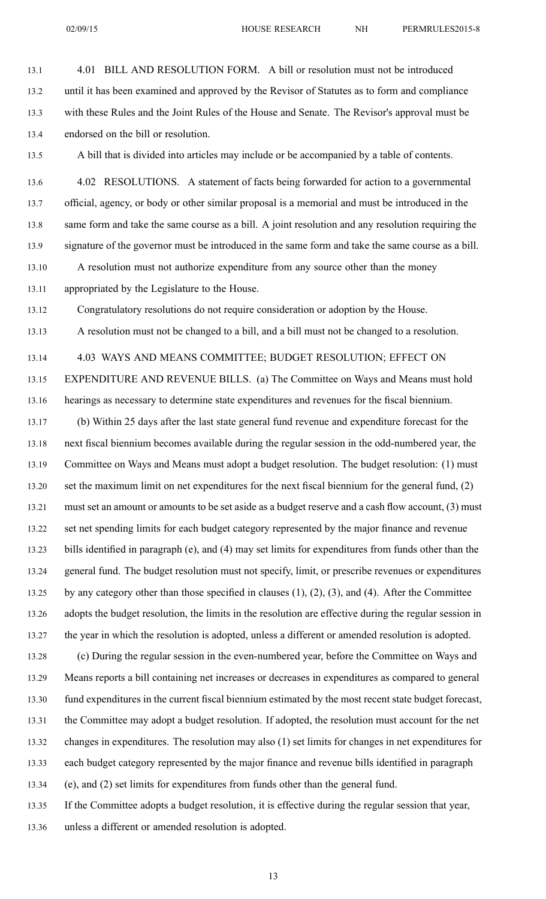4.01 BILL AND RESOLUTION FORM. A bill or resolution must not be introduced until it has been examined and approved by the Revisor of Statutes as to form and compliance with these Rules and the Joint Rules of the House and Senate. The Revisor's approval must be endorsed on the bill or resolution.

A bill that is divided into articles may include or be accompanied by a table of contents.

4.02 RESOLUTIONS. A statement of facts being forwarded for action to a governmental official, agency, or body or other similar proposal is a memorial and must be introduced in the same form and take the same course as a bill. A joint resolution and any resolution requiring the signature of the governor must be introduced in the same form and take the same course as a bill.

A resolution must not authorize expenditure from any source other than the money appropriated by the Legislature to the House.

Congratulatory resolutions do not require consideration or adoption by the House.

A resolution must not be changed to a bill, and a bill must not be changed to a resolution.

4.03 WAYS AND MEANS COMMITTEE; BUDGET RESOLUTION; EFFECT ON EXPENDITURE AND REVENUE BILLS. (a) The Committee on Ways and Means must hold hearings as necessary to determine state expenditures and revenues for the fiscal biennium.

(b) Within 25 days after the last state general fund revenue and expenditure forecast for the next fiscal biennium becomes available during the regular session in the odd-numbered year, the Committee on Ways and Means must adopt a budget resolution. The budget resolution: (1) must set the maximum limit on net expenditures for the next fiscal biennium for the general fund, (2) must set an amount or amounts to be set aside as a budget reserve and a cash flow account, (3) must set net spending limits for each budget category represented by the major finance and revenue bills identified in paragraph (e), and (4) may set limits for expenditures from funds other than the general fund. The budget resolution must not specify, limit, or prescribe revenues or expenditures by any category other than those specified in clauses (1), (2), (3), and (4). After the Committee adopts the budget resolution, the limits in the resolution are effective during the regular session in the year in which the resolution is adopted, unless a different or amended resolution is adopted.

(c) During the regular session in the even-numbered year, before the Committee on Ways and Means reports a bill containing net increases or decreases in expenditures as compared to general fund expenditures in the current fiscal biennium estimated by the most recent state budget forecast, the Committee may adopt a budget resolution. If adopted, the resolution must account for the net changes in expenditures. The resolution may also (1) set limits for changes in net expenditures for each budget category represented by the major finance and revenue bills identified in paragraph (e), and (2) set limits for expenditures from funds other than the general fund.

If the Committee adopts a budget resolution, it is effective during the regular session that year, unless a different or amended resolution is adopted.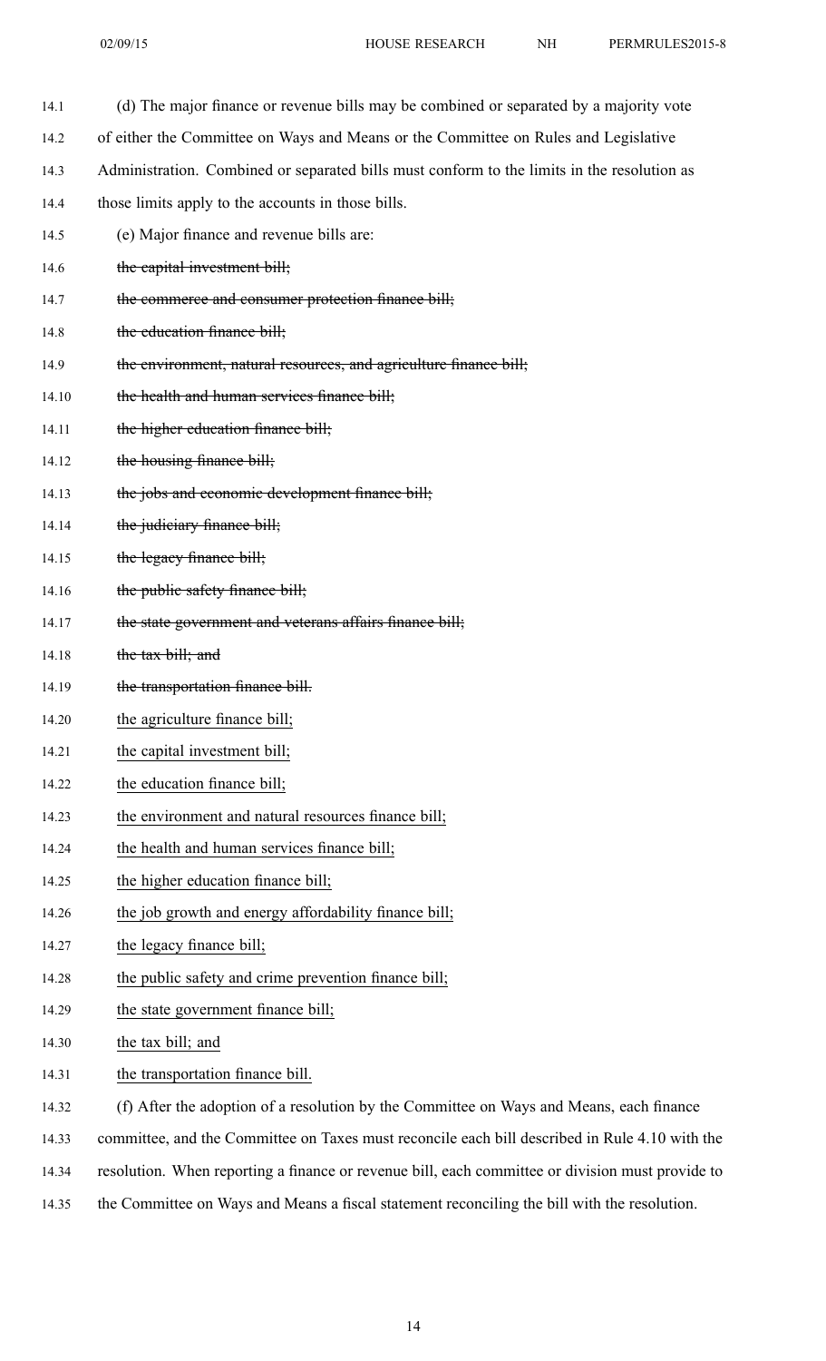(d) The major finance or revenue bills may be combined or separated by a majority vote of either the Committee on Ways and Means or the Committee on Rules and Legislative Administration. Combined or separated bills must conform to the limits in the resolution as those limits apply to the accounts in those bills.

(e) Major finance and revenue bills are:

~~the capital investment bill;~~

~~the commerce and consumer protection finance bill;~~

~~the education finance bill;~~

~~the environment, natural resources, and agriculture finance bill;~~

~~the health and human services finance bill;~~

~~the higher education finance bill;~~

~~the housing finance bill;~~

~~the jobs and economic development finance bill;~~

~~the judiciary finance bill;~~

~~the legacy finance bill;~~

~~the public safety finance bill;~~

~~the state government and veterans affairs finance bill;~~

~~the tax bill; and~~

~~the transportation finance bill.~~

<u>the agriculture finance bill;</u>

<u>the capital investment bill;</u>

<u>the education finance bill;</u>

<u>the environment and natural resources finance bill;</u>

<u>the health and human services finance bill;</u>

<u>the higher education finance bill;</u>

<u>the job growth and energy affordability finance bill;</u>

<u>the legacy finance bill;</u>

<u>the public safety and crime prevention finance bill;</u>

<u>the state government finance bill;</u>

<u>the tax bill; and</u>

<u>the transportation finance bill.</u>

(f) After the adoption of a resolution by the Committee on Ways and Means, each finance committee, and the Committee on Taxes must reconcile each bill described in Rule 4.10 with the resolution. When reporting a finance or revenue bill, each committee or division must provide to the Committee on Ways and Means a fiscal statement reconciling the bill with the resolution.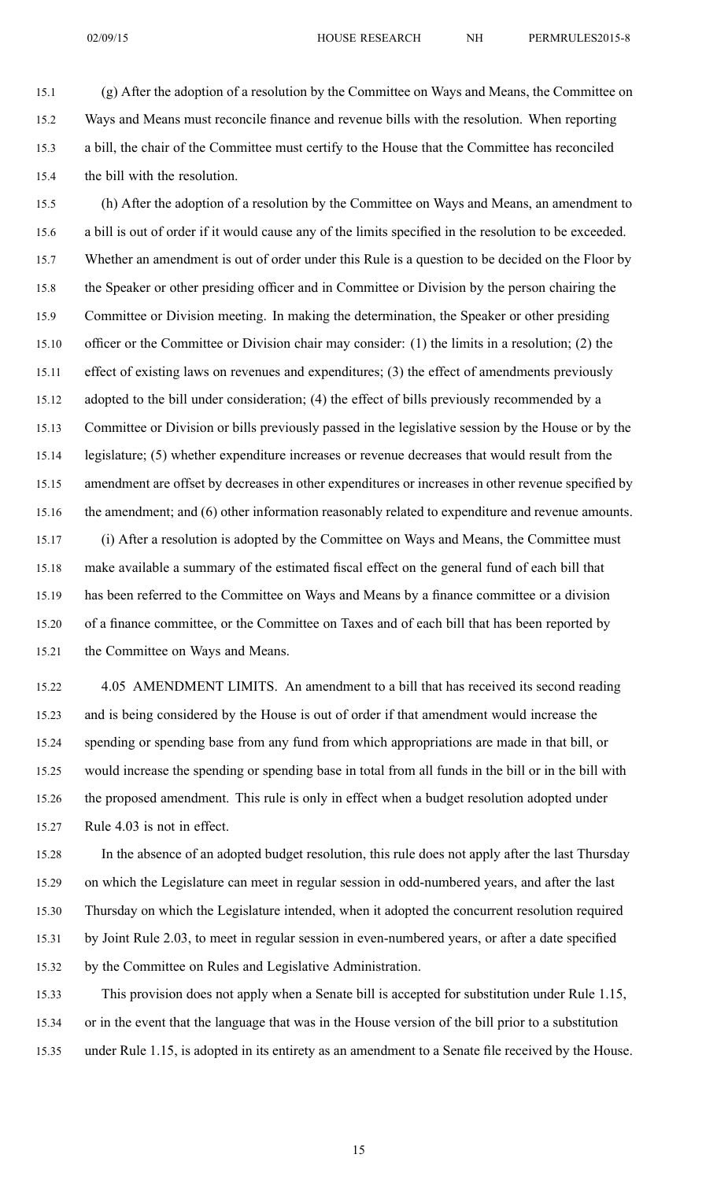(g) After the adoption of a resolution by the Committee on Ways and Means, the Committee on Ways and Means must reconcile finance and revenue bills with the resolution. When reporting a bill, the chair of the Committee must certify to the House that the Committee has reconciled the bill with the resolution.

(h) After the adoption of a resolution by the Committee on Ways and Means, an amendment to a bill is out of order if it would cause any of the limits specified in the resolution to be exceeded. Whether an amendment is out of order under this Rule is a question to be decided on the Floor by the Speaker or other presiding officer and in Committee or Division by the person chairing the Committee or Division meeting. In making the determination, the Speaker or other presiding officer or the Committee or Division chair may consider: (1) the limits in a resolution; (2) the effect of existing laws on revenues and expenditures; (3) the effect of amendments previously adopted to the bill under consideration; (4) the effect of bills previously recommended by a Committee or Division or bills previously passed in the legislative session by the House or by the legislature; (5) whether expenditure increases or revenue decreases that would result from the amendment are offset by decreases in other expenditures or increases in other revenue specified by the amendment; and (6) other information reasonably related to expenditure and revenue amounts.

(i) After a resolution is adopted by the Committee on Ways and Means, the Committee must make available a summary of the estimated fiscal effect on the general fund of each bill that has been referred to the Committee on Ways and Means by a finance committee or a division of a finance committee, or the Committee on Taxes and of each bill that has been reported by the Committee on Ways and Means.

4.05 AMENDMENT LIMITS. An amendment to a bill that has received its second reading and is being considered by the House is out of order if that amendment would increase the spending or spending base from any fund from which appropriations are made in that bill, or would increase the spending or spending base in total from all funds in the bill or in the bill with the proposed amendment. This rule is only in effect when a budget resolution adopted under Rule 4.03 is not in effect.

In the absence of an adopted budget resolution, this rule does not apply after the last Thursday on which the Legislature can meet in regular session in odd-numbered years, and after the last Thursday on which the Legislature intended, when it adopted the concurrent resolution required by Joint Rule 2.03, to meet in regular session in even-numbered years, or after a date specified by the Committee on Rules and Legislative Administration.

This provision does not apply when a Senate bill is accepted for substitution under Rule 1.15, or in the event that the language that was in the House version of the bill prior to a substitution under Rule 1.15, is adopted in its entirety as an amendment to a Senate file received by the House.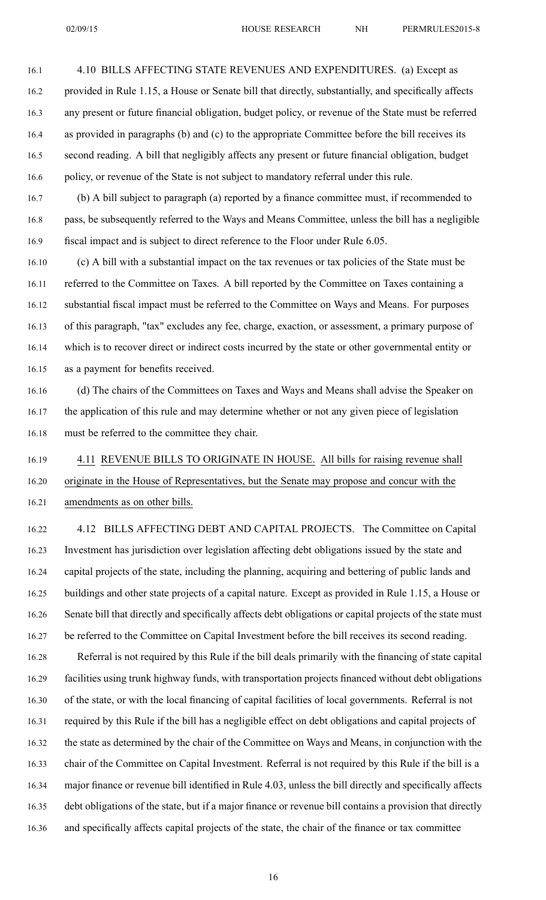4.10 BILLS AFFECTING STATE REVENUES AND EXPENDITURES. (a) Except as provided in Rule 1.15, a House or Senate bill that directly, substantially, and specifically affects any present or future financial obligation, budget policy, or revenue of the State must be referred as provided in paragraphs (b) and (c) to the appropriate Committee before the bill receives its second reading. A bill that negligibly affects any present or future financial obligation, budget policy, or revenue of the State is not subject to mandatory referral under this rule.

(b) A bill subject to paragraph (a) reported by a finance committee must, if recommended to pass, be subsequently referred to the Ways and Means Committee, unless the bill has a negligible fiscal impact and is subject to direct reference to the Floor under Rule 6.05.

(c) A bill with a substantial impact on the tax revenues or tax policies of the State must be referred to the Committee on Taxes. A bill reported by the Committee on Taxes containing a substantial fiscal impact must be referred to the Committee on Ways and Means. For purposes of this paragraph, "tax" excludes any fee, charge, exaction, or assessment, a primary purpose of which is to recover direct or indirect costs incurred by the state or other governmental entity or as a payment for benefits received.

(d) The chairs of the Committees on Taxes and Ways and Means shall advise the Speaker on the application of this rule and may determine whether or not any given piece of legislation must be referred to the committee they chair.

4.11 REVENUE BILLS TO ORIGINATE IN HOUSE. All bills for raising revenue shall originate in the House of Representatives, but the Senate may propose and concur with the amendments as on other bills.

4.12 BILLS AFFECTING DEBT AND CAPITAL PROJECTS. The Committee on Capital Investment has jurisdiction over legislation affecting debt obligations issued by the state and capital projects of the state, including the planning, acquiring and bettering of public lands and buildings and other state projects of a capital nature. Except as provided in Rule 1.15, a House or Senate bill that directly and specifically affects debt obligations or capital projects of the state must be referred to the Committee on Capital Investment before the bill receives its second reading.

Referral is not required by this Rule if the bill deals primarily with the financing of state capital facilities using trunk highway funds, with transportation projects financed without debt obligations of the state, or with the local financing of capital facilities of local governments. Referral is not required by this Rule if the bill has a negligible effect on debt obligations and capital projects of the state as determined by the chair of the Committee on Ways and Means, in conjunction with the chair of the Committee on Capital Investment. Referral is not required by this Rule if the bill is a major finance or revenue bill identified in Rule 4.03, unless the bill directly and specifically affects debt obligations of the state, but if a major finance or revenue bill contains a provision that directly and specifically affects capital projects of the state, the chair of the finance or tax committee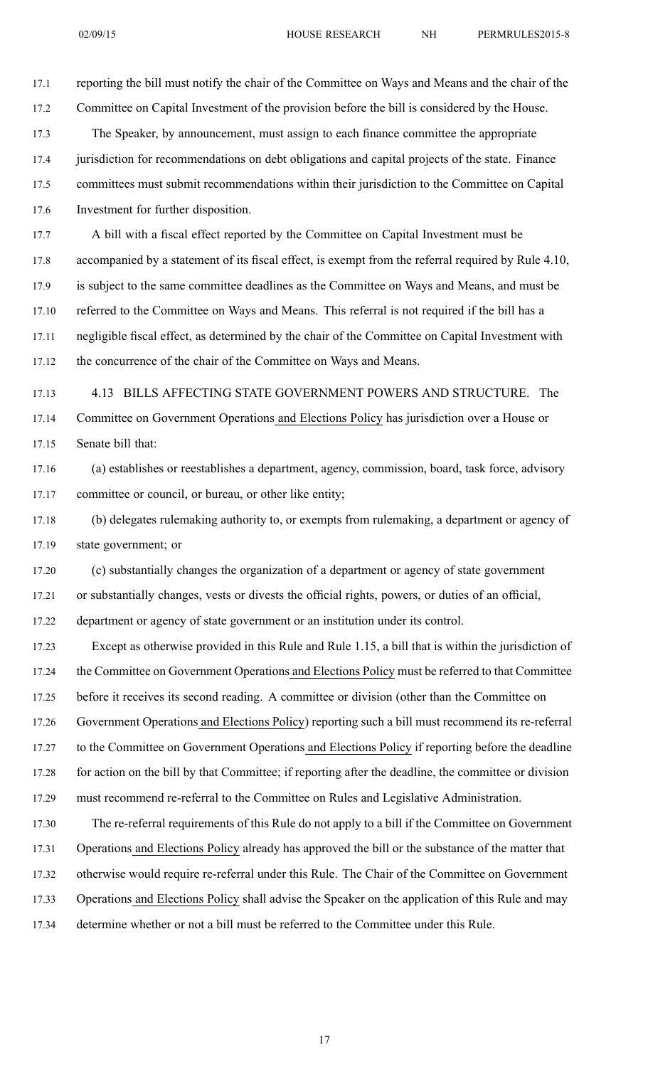reporting the bill must notify the chair of the Committee on Ways and Means and the chair of the Committee on Capital Investment of the provision before the bill is considered by the House.

The Speaker, by announcement, must assign to each finance committee the appropriate jurisdiction for recommendations on debt obligations and capital projects of the state. Finance committees must submit recommendations within their jurisdiction to the Committee on Capital Investment for further disposition.

A bill with a fiscal effect reported by the Committee on Capital Investment must be accompanied by a statement of its fiscal effect, is exempt from the referral required by Rule 4.10, is subject to the same committee deadlines as the Committee on Ways and Means, and must be referred to the Committee on Ways and Means. This referral is not required if the bill has a negligible fiscal effect, as determined by the chair of the Committee on Capital Investment with the concurrence of the chair of the Committee on Ways and Means.

4.13 BILLS AFFECTING STATE GOVERNMENT POWERS AND STRUCTURE. The Committee on Government Operations and Elections Policy has jurisdiction over a House or Senate bill that:

(a) establishes or reestablishes a department, agency, commission, board, task force, advisory committee or council, or bureau, or other like entity;

(b) delegates rulemaking authority to, or exempts from rulemaking, a department or agency of state government; or

(c) substantially changes the organization of a department or agency of state government or substantially changes, vests or divests the official rights, powers, or duties of an official, department or agency of state government or an institution under its control.

Except as otherwise provided in this Rule and Rule 1.15, a bill that is within the jurisdiction of the Committee on Government Operations and Elections Policy must be referred to that Committee before it receives its second reading. A committee or division (other than the Committee on Government Operations and Elections Policy) reporting such a bill must recommend its re-referral to the Committee on Government Operations and Elections Policy if reporting before the deadline for action on the bill by that Committee; if reporting after the deadline, the committee or division must recommend re-referral to the Committee on Rules and Legislative Administration.

The re-referral requirements of this Rule do not apply to a bill if the Committee on Government Operations and Elections Policy already has approved the bill or the substance of the matter that otherwise would require re-referral under this Rule. The Chair of the Committee on Government Operations and Elections Policy shall advise the Speaker on the application of this Rule and may determine whether or not a bill must be referred to the Committee under this Rule.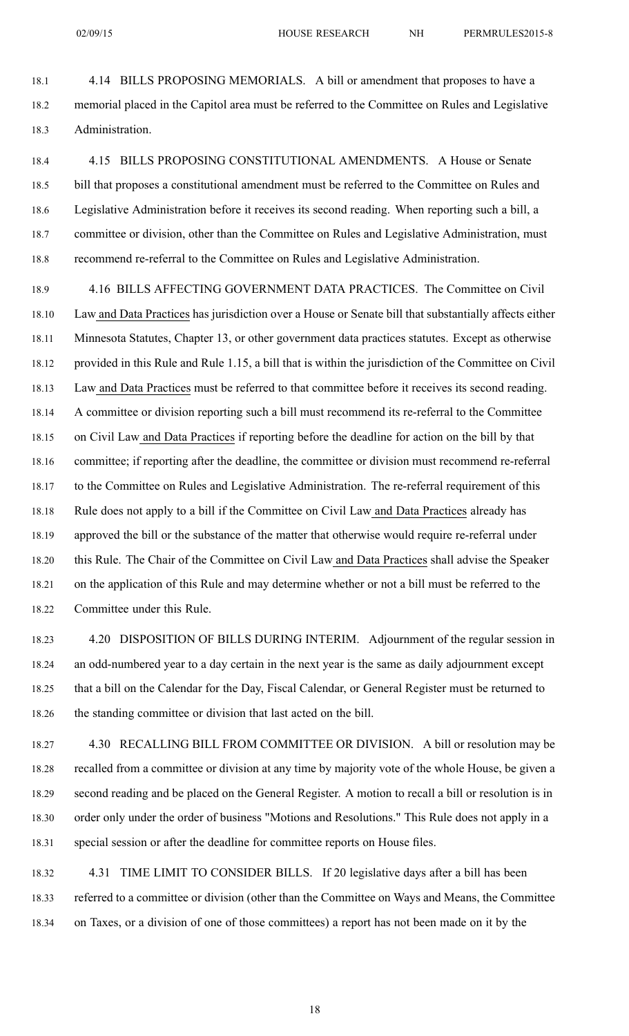4.14 BILLS PROPOSING MEMORIALS. A bill or amendment that proposes to have a memorial placed in the Capitol area must be referred to the Committee on Rules and Legislative Administration.

4.15 BILLS PROPOSING CONSTITUTIONAL AMENDMENTS. A House or Senate bill that proposes a constitutional amendment must be referred to the Committee on Rules and Legislative Administration before it receives its second reading. When reporting such a bill, a committee or division, other than the Committee on Rules and Legislative Administration, must recommend re-referral to the Committee on Rules and Legislative Administration.

4.16 BILLS AFFECTING GOVERNMENT DATA PRACTICES. The Committee on Civil Law and Data Practices has jurisdiction over a House or Senate bill that substantially affects either Minnesota Statutes, Chapter 13, or other government data practices statutes. Except as otherwise provided in this Rule and Rule 1.15, a bill that is within the jurisdiction of the Committee on Civil Law and Data Practices must be referred to that committee before it receives its second reading. A committee or division reporting such a bill must recommend its re-referral to the Committee on Civil Law and Data Practices if reporting before the deadline for action on the bill by that committee; if reporting after the deadline, the committee or division must recommend re-referral to the Committee on Rules and Legislative Administration. The re-referral requirement of this Rule does not apply to a bill if the Committee on Civil Law and Data Practices already has approved the bill or the substance of the matter that otherwise would require re-referral under this Rule. The Chair of the Committee on Civil Law and Data Practices shall advise the Speaker on the application of this Rule and may determine whether or not a bill must be referred to the Committee under this Rule.

4.20 DISPOSITION OF BILLS DURING INTERIM. Adjournment of the regular session in an odd-numbered year to a day certain in the next year is the same as daily adjournment except that a bill on the Calendar for the Day, Fiscal Calendar, or General Register must be returned to the standing committee or division that last acted on the bill.

4.30 RECALLING BILL FROM COMMITTEE OR DIVISION. A bill or resolution may be recalled from a committee or division at any time by majority vote of the whole House, be given a second reading and be placed on the General Register. A motion to recall a bill or resolution is in order only under the order of business "Motions and Resolutions." This Rule does not apply in a special session or after the deadline for committee reports on House files.

4.31 TIME LIMIT TO CONSIDER BILLS. If 20 legislative days after a bill has been referred to a committee or division (other than the Committee on Ways and Means, the Committee on Taxes, or a division of one of those committees) a report has not been made on it by the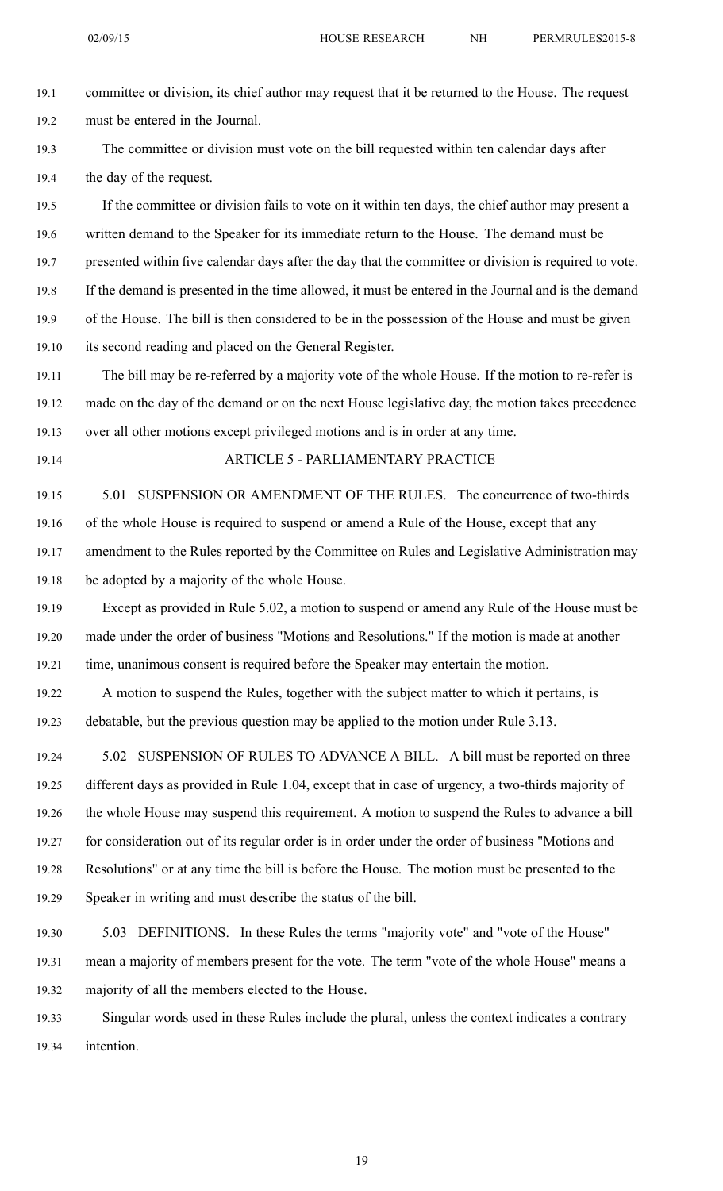committee or division, its chief author may request that it be returned to the House. The request must be entered in the Journal.

The committee or division must vote on the bill requested within ten calendar days after the day of the request.

If the committee or division fails to vote on it within ten days, the chief author may present a written demand to the Speaker for its immediate return to the House. The demand must be presented within five calendar days after the day that the committee or division is required to vote. If the demand is presented in the time allowed, it must be entered in the Journal and is the demand of the House. The bill is then considered to be in the possession of the House and must be given its second reading and placed on the General Register.

The bill may be re-referred by a majority vote of the whole House. If the motion to re-refer is made on the day of the demand or on the next House legislative day, the motion takes precedence over all other motions except privileged motions and is in order at any time.

## ARTICLE 5 - PARLIAMENTARY PRACTICE

5.01 SUSPENSION OR AMENDMENT OF THE RULES. The concurrence of two-thirds of the whole House is required to suspend or amend a Rule of the House, except that any amendment to the Rules reported by the Committee on Rules and Legislative Administration may be adopted by a majority of the whole House.

Except as provided in Rule 5.02, a motion to suspend or amend any Rule of the House must be made under the order of business "Motions and Resolutions." If the motion is made at another time, unanimous consent is required before the Speaker may entertain the motion.

A motion to suspend the Rules, together with the subject matter to which it pertains, is debatable, but the previous question may be applied to the motion under Rule 3.13.

5.02 SUSPENSION OF RULES TO ADVANCE A BILL. A bill must be reported on three different days as provided in Rule 1.04, except that in case of urgency, a two-thirds majority of the whole House may suspend this requirement. A motion to suspend the Rules to advance a bill for consideration out of its regular order is in order under the order of business "Motions and Resolutions" or at any time the bill is before the House. The motion must be presented to the Speaker in writing and must describe the status of the bill.

5.03 DEFINITIONS. In these Rules the terms "majority vote" and "vote of the House" mean a majority of members present for the vote. The term "vote of the whole House" means a majority of all the members elected to the House.

Singular words used in these Rules include the plural, unless the context indicates a contrary intention.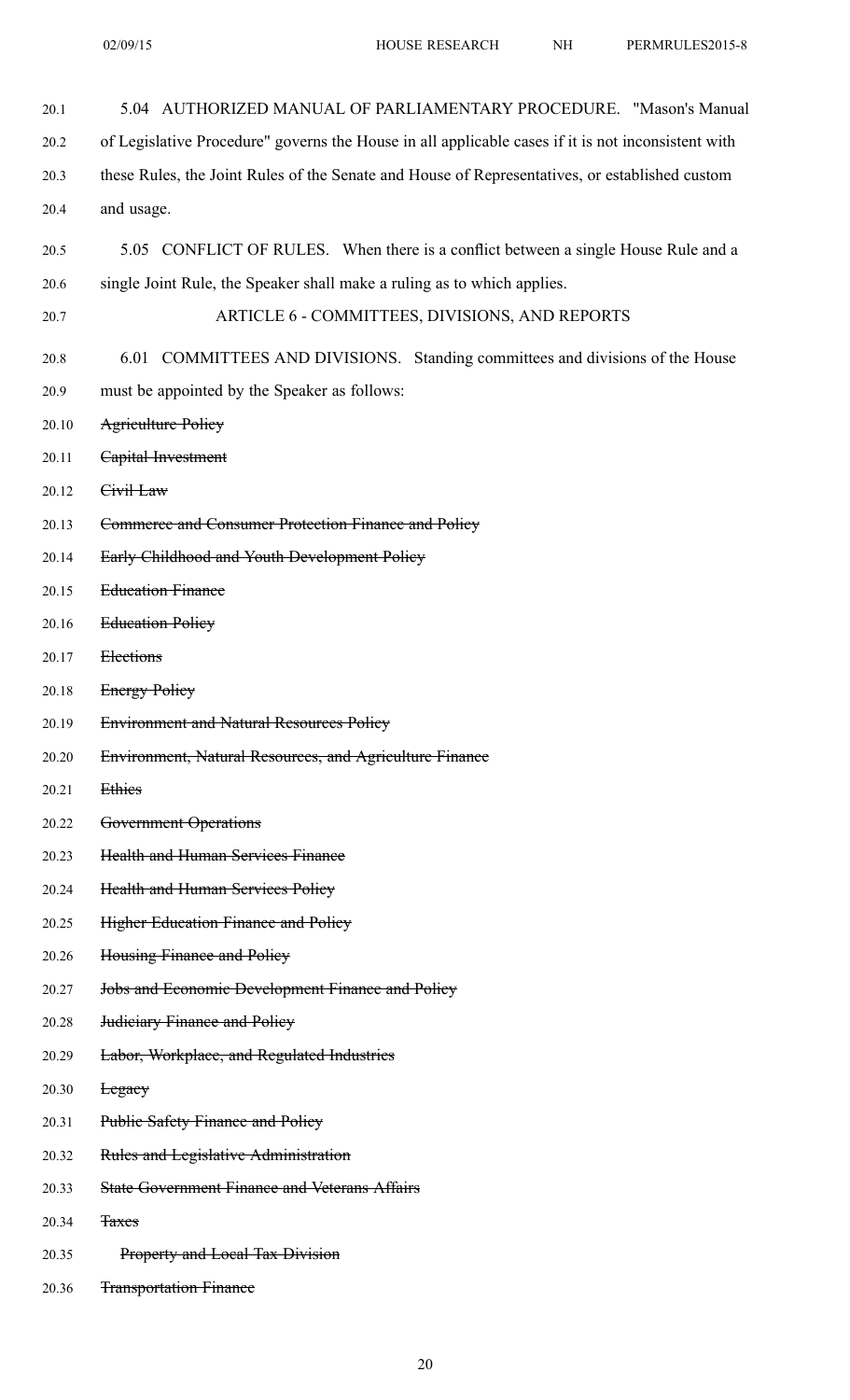5.04 AUTHORIZED MANUAL OF PARLIAMENTARY PROCEDURE. "Mason's Manual of Legislative Procedure" governs the House in all applicable cases if it is not inconsistent with these Rules, the Joint Rules of the Senate and House of Representatives, or established custom and usage.

5.05 CONFLICT OF RULES. When there is a conflict between a single House Rule and a single Joint Rule, the Speaker shall make a ruling as to which applies.

## ARTICLE 6 - COMMITTEES, DIVISIONS, AND REPORTS

6.01 COMMITTEES AND DIVISIONS. Standing committees and divisions of the House must be appointed by the Speaker as follows:

~~Agriculture Policy~~

~~Capital Investment~~

~~Civil Law~~

~~Commerce and Consumer Protection Finance and Policy~~

~~Early Childhood and Youth Development Policy~~

~~Education Finance~~

~~Education Policy~~

~~Elections~~

~~Energy Policy~~

~~Environment and Natural Resources Policy~~

~~Environment, Natural Resources, and Agriculture Finance~~

~~Ethics~~

~~Government Operations~~

~~Health and Human Services Finance~~

~~Health and Human Services Policy~~

~~Higher Education Finance and Policy~~

~~Housing Finance and Policy~~

~~Jobs and Economic Development Finance and Policy~~

~~Judiciary Finance and Policy~~

~~Labor, Workplace, and Regulated Industries~~

~~Legacy~~

~~Public Safety Finance and Policy~~

~~Rules and Legislative Administration~~

~~State Government Finance and Veterans Affairs~~

~~Taxes~~

  ~~Property and Local Tax Division~~

~~Transportation Finance~~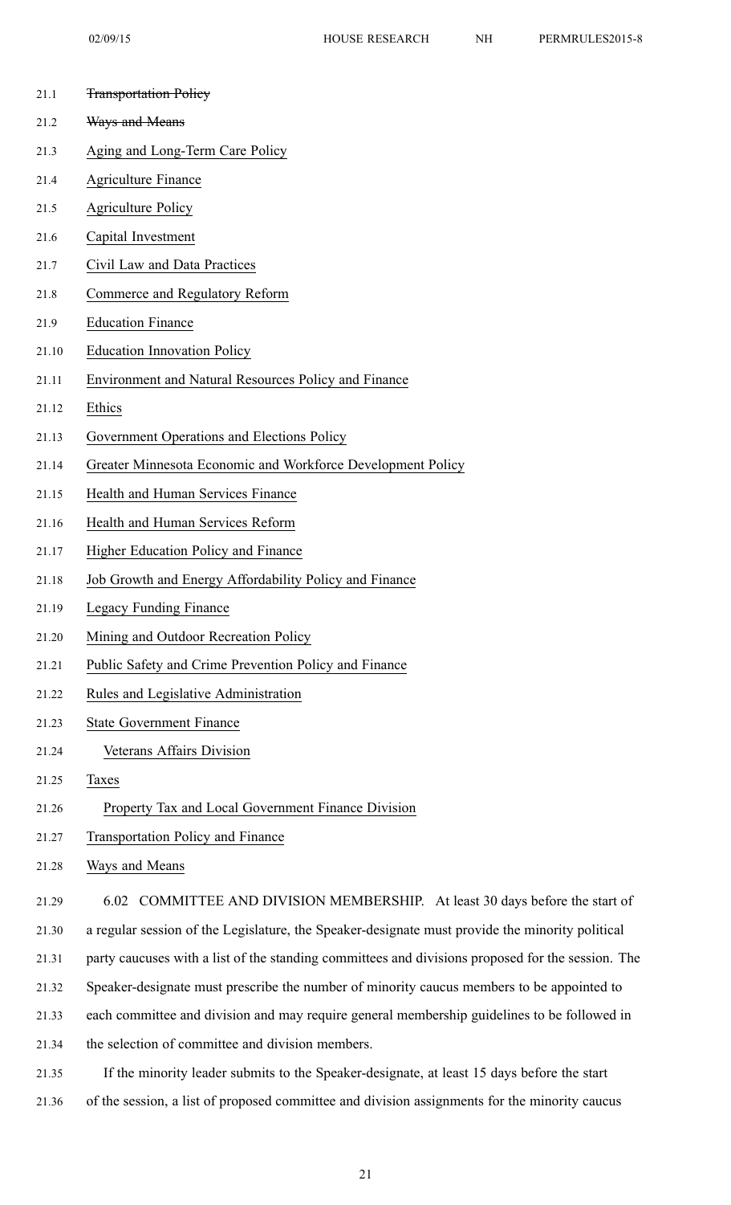~~Transportation Policy~~

~~Ways and Means~~

<u>Aging and Long-Term Care Policy</u>

<u>Agriculture Finance</u>

<u>Agriculture Policy</u>

<u>Capital Investment</u>

<u>Civil Law and Data Practices</u>

<u>Commerce and Regulatory Reform</u>

<u>Education Finance</u>

<u>Education Innovation Policy</u>

<u>Environment and Natural Resources Policy and Finance</u>

<u>Ethics</u>

<u>Government Operations and Elections Policy</u>

<u>Greater Minnesota Economic and Workforce Development Policy</u>

<u>Health and Human Services Finance</u>

<u>Health and Human Services Reform</u>

<u>Higher Education Policy and Finance</u>

<u>Job Growth and Energy Affordability Policy and Finance</u>

<u>Legacy Funding Finance</u>

<u>Mining and Outdoor Recreation Policy</u>

<u>Public Safety and Crime Prevention Policy and Finance</u>

<u>Rules and Legislative Administration</u>

<u>State Government Finance</u>

&nbsp;&nbsp;&nbsp;&nbsp;<u>Veterans Affairs Division</u>

<u>Taxes</u>

&nbsp;&nbsp;&nbsp;&nbsp;<u>Property Tax and Local Government Finance Division</u>

<u>Transportation Policy and Finance</u>

<u>Ways and Means</u>

6.02 COMMITTEE AND DIVISION MEMBERSHIP. At least 30 days before the start of a regular session of the Legislature, the Speaker-designate must provide the minority political party caucuses with a list of the standing committees and divisions proposed for the session. The Speaker-designate must prescribe the number of minority caucus members to be appointed to each committee and division and may require general membership guidelines to be followed in the selection of committee and division members.

If the minority leader submits to the Speaker-designate, at least 15 days before the start of the session, a list of proposed committee and division assignments for the minority caucus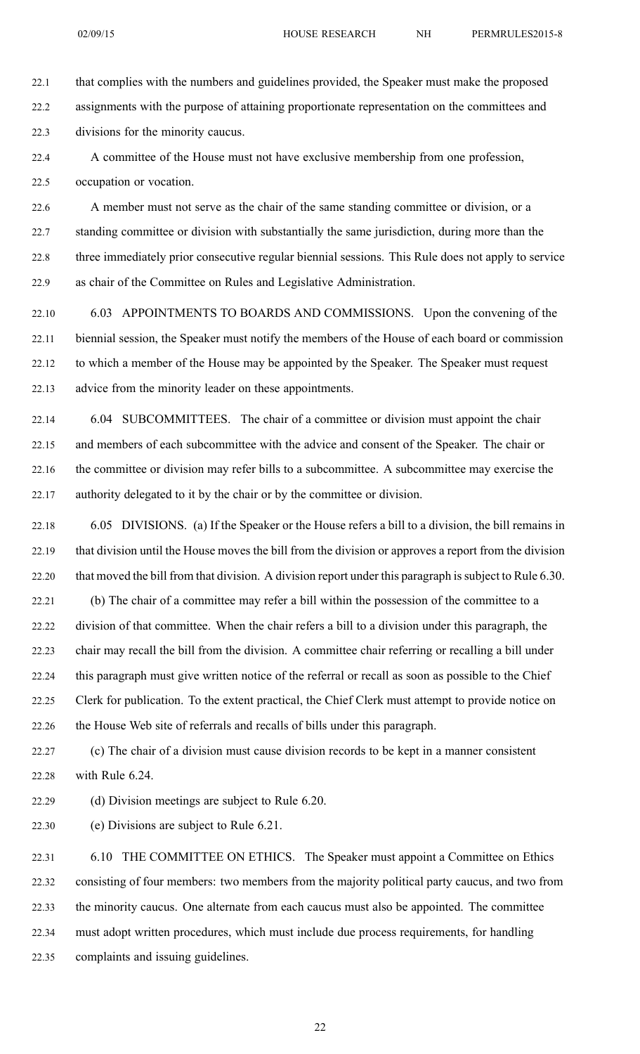that complies with the numbers and guidelines provided, the Speaker must make the proposed assignments with the purpose of attaining proportionate representation on the committees and divisions for the minority caucus.

A committee of the House must not have exclusive membership from one profession, occupation or vocation.

A member must not serve as the chair of the same standing committee or division, or a standing committee or division with substantially the same jurisdiction, during more than the three immediately prior consecutive regular biennial sessions. This Rule does not apply to service as chair of the Committee on Rules and Legislative Administration.

6.03 APPOINTMENTS TO BOARDS AND COMMISSIONS. Upon the convening of the biennial session, the Speaker must notify the members of the House of each board or commission to which a member of the House may be appointed by the Speaker. The Speaker must request advice from the minority leader on these appointments.

6.04 SUBCOMMITTEES. The chair of a committee or division must appoint the chair and members of each subcommittee with the advice and consent of the Speaker. The chair or the committee or division may refer bills to a subcommittee. A subcommittee may exercise the authority delegated to it by the chair or by the committee or division.

6.05 DIVISIONS. (a) If the Speaker or the House refers a bill to a division, the bill remains in that division until the House moves the bill from the division or approves a report from the division that moved the bill from that division. A division report under this paragraph is subject to Rule 6.30.

(b) The chair of a committee may refer a bill within the possession of the committee to a division of that committee. When the chair refers a bill to a division under this paragraph, the chair may recall the bill from the division. A committee chair referring or recalling a bill under this paragraph must give written notice of the referral or recall as soon as possible to the Chief Clerk for publication. To the extent practical, the Chief Clerk must attempt to provide notice on the House Web site of referrals and recalls of bills under this paragraph.

(c) The chair of a division must cause division records to be kept in a manner consistent with Rule 6.24.

(d) Division meetings are subject to Rule 6.20.

(e) Divisions are subject to Rule 6.21.

6.10 THE COMMITTEE ON ETHICS. The Speaker must appoint a Committee on Ethics consisting of four members: two members from the majority political party caucus, and two from the minority caucus. One alternate from each caucus must also be appointed. The committee must adopt written procedures, which must include due process requirements, for handling complaints and issuing guidelines.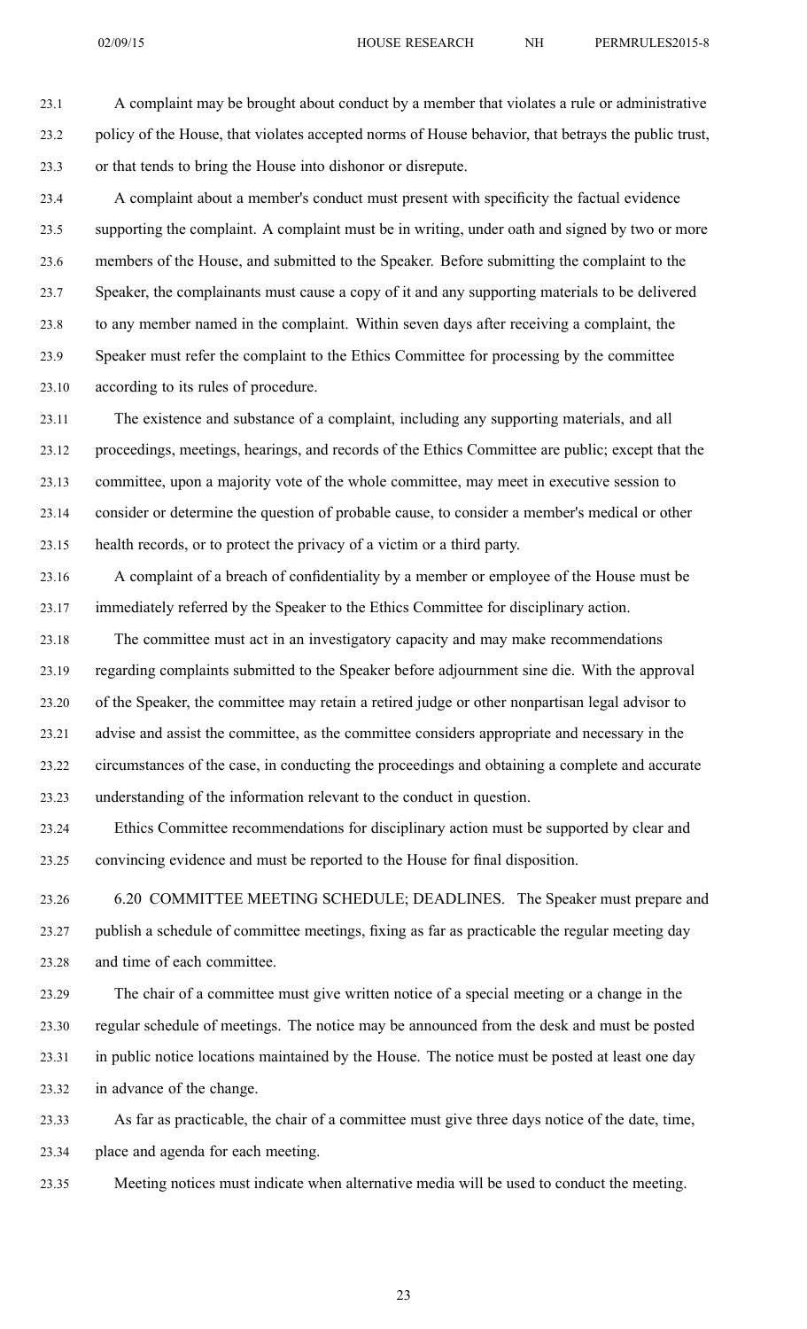A complaint may be brought about conduct by a member that violates a rule or administrative policy of the House, that violates accepted norms of House behavior, that betrays the public trust, or that tends to bring the House into dishonor or disrepute.

A complaint about a member's conduct must present with specificity the factual evidence supporting the complaint. A complaint must be in writing, under oath and signed by two or more members of the House, and submitted to the Speaker. Before submitting the complaint to the Speaker, the complainants must cause a copy of it and any supporting materials to be delivered to any member named in the complaint. Within seven days after receiving a complaint, the Speaker must refer the complaint to the Ethics Committee for processing by the committee according to its rules of procedure.

The existence and substance of a complaint, including any supporting materials, and all proceedings, meetings, hearings, and records of the Ethics Committee are public; except that the committee, upon a majority vote of the whole committee, may meet in executive session to consider or determine the question of probable cause, to consider a member's medical or other health records, or to protect the privacy of a victim or a third party.

A complaint of a breach of confidentiality by a member or employee of the House must be immediately referred by the Speaker to the Ethics Committee for disciplinary action.

The committee must act in an investigatory capacity and may make recommendations regarding complaints submitted to the Speaker before adjournment sine die. With the approval of the Speaker, the committee may retain a retired judge or other nonpartisan legal advisor to advise and assist the committee, as the committee considers appropriate and necessary in the circumstances of the case, in conducting the proceedings and obtaining a complete and accurate understanding of the information relevant to the conduct in question.

Ethics Committee recommendations for disciplinary action must be supported by clear and convincing evidence and must be reported to the House for final disposition.

6.20 COMMITTEE MEETING SCHEDULE; DEADLINES. The Speaker must prepare and publish a schedule of committee meetings, fixing as far as practicable the regular meeting day and time of each committee.

The chair of a committee must give written notice of a special meeting or a change in the regular schedule of meetings. The notice may be announced from the desk and must be posted in public notice locations maintained by the House. The notice must be posted at least one day in advance of the change.

As far as practicable, the chair of a committee must give three days notice of the date, time, place and agenda for each meeting.

Meeting notices must indicate when alternative media will be used to conduct the meeting.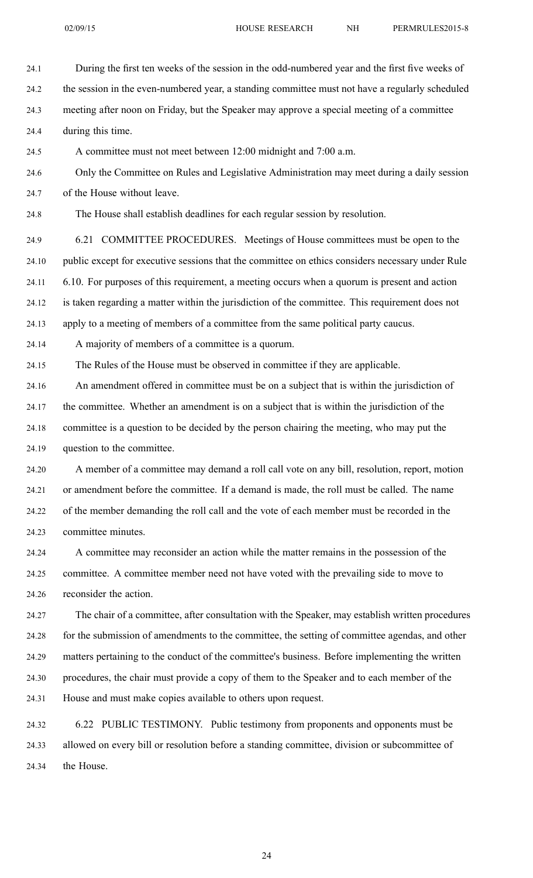During the first ten weeks of the session in the odd-numbered year and the first five weeks of the session in the even-numbered year, a standing committee must not have a regularly scheduled meeting after noon on Friday, but the Speaker may approve a special meeting of a committee during this time.

A committee must not meet between 12:00 midnight and 7:00 a.m.

Only the Committee on Rules and Legislative Administration may meet during a daily session of the House without leave.

The House shall establish deadlines for each regular session by resolution.

6.21 COMMITTEE PROCEDURES. Meetings of House committees must be open to the public except for executive sessions that the committee on ethics considers necessary under Rule 6.10. For purposes of this requirement, a meeting occurs when a quorum is present and action is taken regarding a matter within the jurisdiction of the committee. This requirement does not apply to a meeting of members of a committee from the same political party caucus.

A majority of members of a committee is a quorum.

The Rules of the House must be observed in committee if they are applicable.

An amendment offered in committee must be on a subject that is within the jurisdiction of the committee. Whether an amendment is on a subject that is within the jurisdiction of the committee is a question to be decided by the person chairing the meeting, who may put the question to the committee.

A member of a committee may demand a roll call vote on any bill, resolution, report, motion or amendment before the committee. If a demand is made, the roll must be called. The name of the member demanding the roll call and the vote of each member must be recorded in the committee minutes.

A committee may reconsider an action while the matter remains in the possession of the committee. A committee member need not have voted with the prevailing side to move to reconsider the action.

The chair of a committee, after consultation with the Speaker, may establish written procedures for the submission of amendments to the committee, the setting of committee agendas, and other matters pertaining to the conduct of the committee's business. Before implementing the written procedures, the chair must provide a copy of them to the Speaker and to each member of the House and must make copies available to others upon request.

6.22 PUBLIC TESTIMONY. Public testimony from proponents and opponents must be allowed on every bill or resolution before a standing committee, division or subcommittee of the House.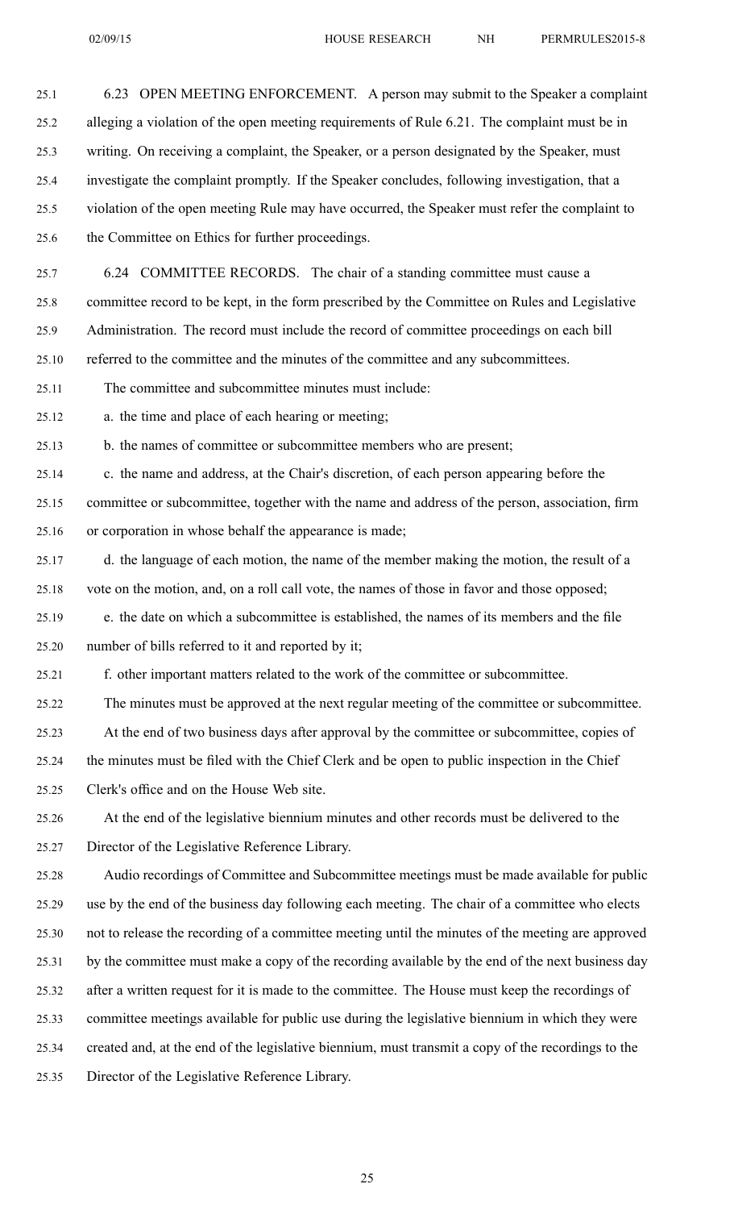6.23 OPEN MEETING ENFORCEMENT. A person may submit to the Speaker a complaint alleging a violation of the open meeting requirements of Rule 6.21. The complaint must be in writing. On receiving a complaint, the Speaker, or a person designated by the Speaker, must investigate the complaint promptly. If the Speaker concludes, following investigation, that a violation of the open meeting Rule may have occurred, the Speaker must refer the complaint to the Committee on Ethics for further proceedings.

6.24 COMMITTEE RECORDS. The chair of a standing committee must cause a committee record to be kept, in the form prescribed by the Committee on Rules and Legislative Administration. The record must include the record of committee proceedings on each bill referred to the committee and the minutes of the committee and any subcommittees.

The committee and subcommittee minutes must include:

a. the time and place of each hearing or meeting;

b. the names of committee or subcommittee members who are present;

c. the name and address, at the Chair's discretion, of each person appearing before the committee or subcommittee, together with the name and address of the person, association, firm or corporation in whose behalf the appearance is made;

d. the language of each motion, the name of the member making the motion, the result of a vote on the motion, and, on a roll call vote, the names of those in favor and those opposed;

e. the date on which a subcommittee is established, the names of its members and the file number of bills referred to it and reported by it;

f. other important matters related to the work of the committee or subcommittee.

The minutes must be approved at the next regular meeting of the committee or subcommittee.

At the end of two business days after approval by the committee or subcommittee, copies of the minutes must be filed with the Chief Clerk and be open to public inspection in the Chief Clerk's office and on the House Web site.

At the end of the legislative biennium minutes and other records must be delivered to the Director of the Legislative Reference Library.

Audio recordings of Committee and Subcommittee meetings must be made available for public use by the end of the business day following each meeting. The chair of a committee who elects not to release the recording of a committee meeting until the minutes of the meeting are approved by the committee must make a copy of the recording available by the end of the next business day after a written request for it is made to the committee. The House must keep the recordings of committee meetings available for public use during the legislative biennium in which they were created and, at the end of the legislative biennium, must transmit a copy of the recordings to the Director of the Legislative Reference Library.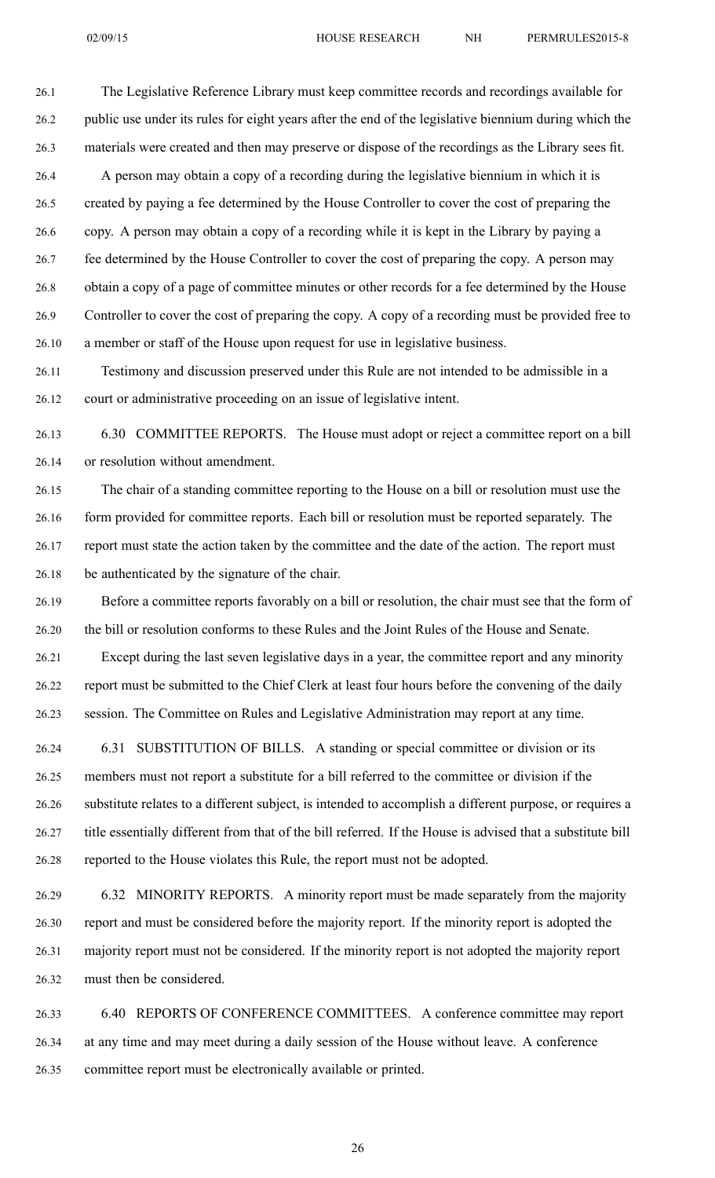The Legislative Reference Library must keep committee records and recordings available for public use under its rules for eight years after the end of the legislative biennium during which the materials were created and then may preserve or dispose of the recordings as the Library sees fit.

A person may obtain a copy of a recording during the legislative biennium in which it is created by paying a fee determined by the House Controller to cover the cost of preparing the copy. A person may obtain a copy of a recording while it is kept in the Library by paying a fee determined by the House Controller to cover the cost of preparing the copy. A person may obtain a copy of a page of committee minutes or other records for a fee determined by the House Controller to cover the cost of preparing the copy. A copy of a recording must be provided free to a member or staff of the House upon request for use in legislative business.

Testimony and discussion preserved under this Rule are not intended to be admissible in a court or administrative proceeding on an issue of legislative intent.

6.30 COMMITTEE REPORTS. The House must adopt or reject a committee report on a bill or resolution without amendment.

The chair of a standing committee reporting to the House on a bill or resolution must use the form provided for committee reports. Each bill or resolution must be reported separately. The report must state the action taken by the committee and the date of the action. The report must be authenticated by the signature of the chair.

Before a committee reports favorably on a bill or resolution, the chair must see that the form of the bill or resolution conforms to these Rules and the Joint Rules of the House and Senate.

Except during the last seven legislative days in a year, the committee report and any minority report must be submitted to the Chief Clerk at least four hours before the convening of the daily session. The Committee on Rules and Legislative Administration may report at any time.

6.31 SUBSTITUTION OF BILLS. A standing or special committee or division or its members must not report a substitute for a bill referred to the committee or division if the substitute relates to a different subject, is intended to accomplish a different purpose, or requires a title essentially different from that of the bill referred. If the House is advised that a substitute bill reported to the House violates this Rule, the report must not be adopted.

6.32 MINORITY REPORTS. A minority report must be made separately from the majority report and must be considered before the majority report. If the minority report is adopted the majority report must not be considered. If the minority report is not adopted the majority report must then be considered.

6.40 REPORTS OF CONFERENCE COMMITTEES. A conference committee may report at any time and may meet during a daily session of the House without leave. A conference committee report must be electronically available or printed.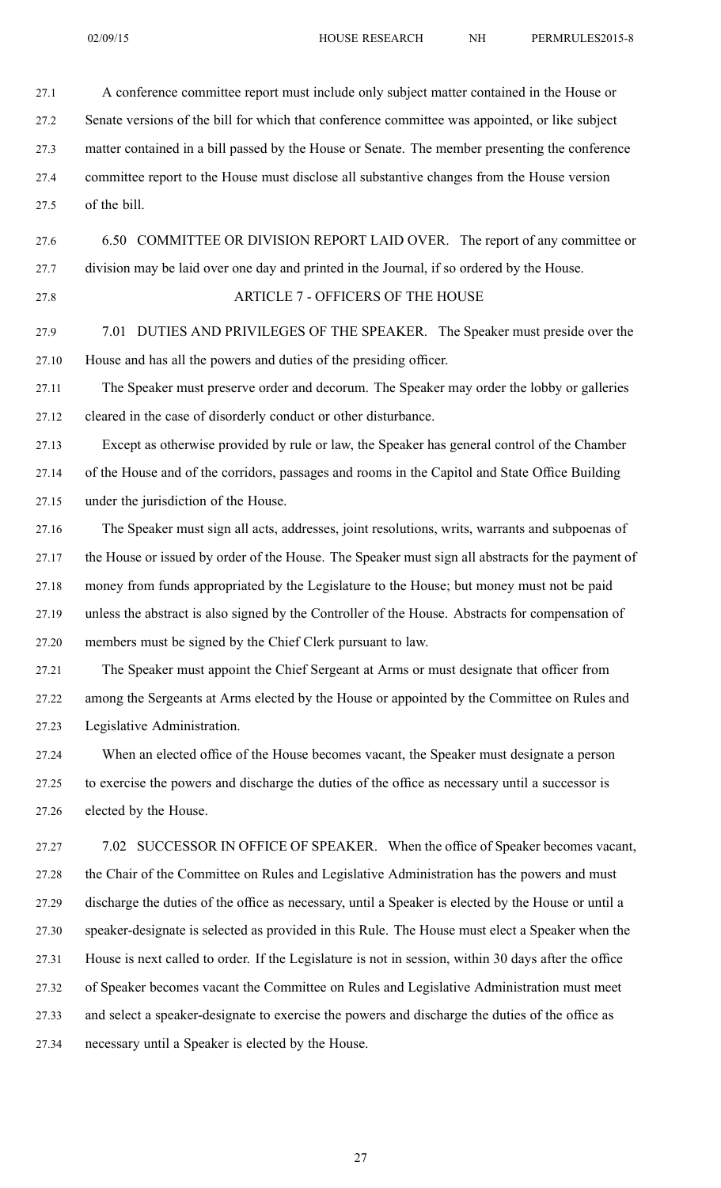A conference committee report must include only subject matter contained in the House or Senate versions of the bill for which that conference committee was appointed, or like subject matter contained in a bill passed by the House or Senate. The member presenting the conference committee report to the House must disclose all substantive changes from the House version of the bill.

6.50 COMMITTEE OR DIVISION REPORT LAID OVER. The report of any committee or division may be laid over one day and printed in the Journal, if so ordered by the House.

## ARTICLE 7 - OFFICERS OF THE HOUSE

7.01 DUTIES AND PRIVILEGES OF THE SPEAKER. The Speaker must preside over the House and has all the powers and duties of the presiding officer.

The Speaker must preserve order and decorum. The Speaker may order the lobby or galleries cleared in the case of disorderly conduct or other disturbance.

Except as otherwise provided by rule or law, the Speaker has general control of the Chamber of the House and of the corridors, passages and rooms in the Capitol and State Office Building under the jurisdiction of the House.

The Speaker must sign all acts, addresses, joint resolutions, writs, warrants and subpoenas of the House or issued by order of the House. The Speaker must sign all abstracts for the payment of money from funds appropriated by the Legislature to the House; but money must not be paid unless the abstract is also signed by the Controller of the House. Abstracts for compensation of members must be signed by the Chief Clerk pursuant to law.

The Speaker must appoint the Chief Sergeant at Arms or must designate that officer from among the Sergeants at Arms elected by the House or appointed by the Committee on Rules and Legislative Administration.

When an elected office of the House becomes vacant, the Speaker must designate a person to exercise the powers and discharge the duties of the office as necessary until a successor is elected by the House.

7.02 SUCCESSOR IN OFFICE OF SPEAKER. When the office of Speaker becomes vacant, the Chair of the Committee on Rules and Legislative Administration has the powers and must discharge the duties of the office as necessary, until a Speaker is elected by the House or until a speaker-designate is selected as provided in this Rule. The House must elect a Speaker when the House is next called to order. If the Legislature is not in session, within 30 days after the office of Speaker becomes vacant the Committee on Rules and Legislative Administration must meet and select a speaker-designate to exercise the powers and discharge the duties of the office as necessary until a Speaker is elected by the House.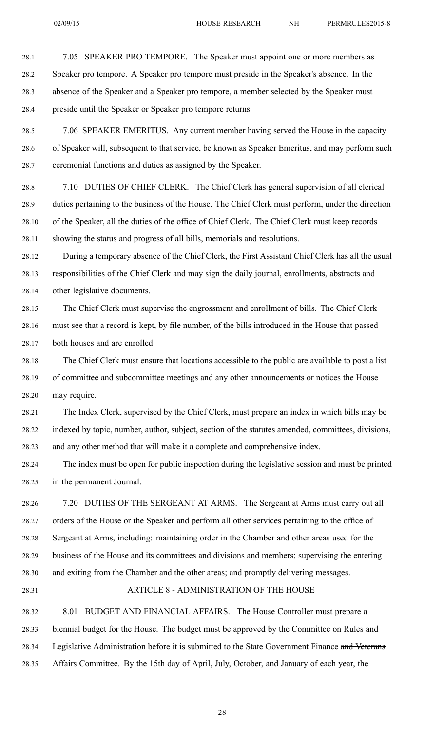7.05 SPEAKER PRO TEMPORE. The Speaker must appoint one or more members as Speaker pro tempore. A Speaker pro tempore must preside in the Speaker's absence. In the absence of the Speaker and a Speaker pro tempore, a member selected by the Speaker must preside until the Speaker or Speaker pro tempore returns.

7.06 SPEAKER EMERITUS. Any current member having served the House in the capacity of Speaker will, subsequent to that service, be known as Speaker Emeritus, and may perform such ceremonial functions and duties as assigned by the Speaker.

7.10 DUTIES OF CHIEF CLERK. The Chief Clerk has general supervision of all clerical duties pertaining to the business of the House. The Chief Clerk must perform, under the direction of the Speaker, all the duties of the office of Chief Clerk. The Chief Clerk must keep records showing the status and progress of all bills, memorials and resolutions.

During a temporary absence of the Chief Clerk, the First Assistant Chief Clerk has all the usual responsibilities of the Chief Clerk and may sign the daily journal, enrollments, abstracts and other legislative documents.

The Chief Clerk must supervise the engrossment and enrollment of bills. The Chief Clerk must see that a record is kept, by file number, of the bills introduced in the House that passed both houses and are enrolled.

The Chief Clerk must ensure that locations accessible to the public are available to post a list of committee and subcommittee meetings and any other announcements or notices the House may require.

The Index Clerk, supervised by the Chief Clerk, must prepare an index in which bills may be indexed by topic, number, author, subject, section of the statutes amended, committees, divisions, and any other method that will make it a complete and comprehensive index.

The index must be open for public inspection during the legislative session and must be printed in the permanent Journal.

7.20 DUTIES OF THE SERGEANT AT ARMS. The Sergeant at Arms must carry out all orders of the House or the Speaker and perform all other services pertaining to the office of Sergeant at Arms, including: maintaining order in the Chamber and other areas used for the business of the House and its committees and divisions and members; supervising the entering and exiting from the Chamber and the other areas; and promptly delivering messages.

## ARTICLE 8 - ADMINISTRATION OF THE HOUSE

8.01 BUDGET AND FINANCIAL AFFAIRS. The House Controller must prepare a biennial budget for the House. The budget must be approved by the Committee on Rules and Legislative Administration before it is submitted to the State Government Finance ~~and Veterans Affairs~~ Committee. By the 15th day of April, July, October, and January of each year, the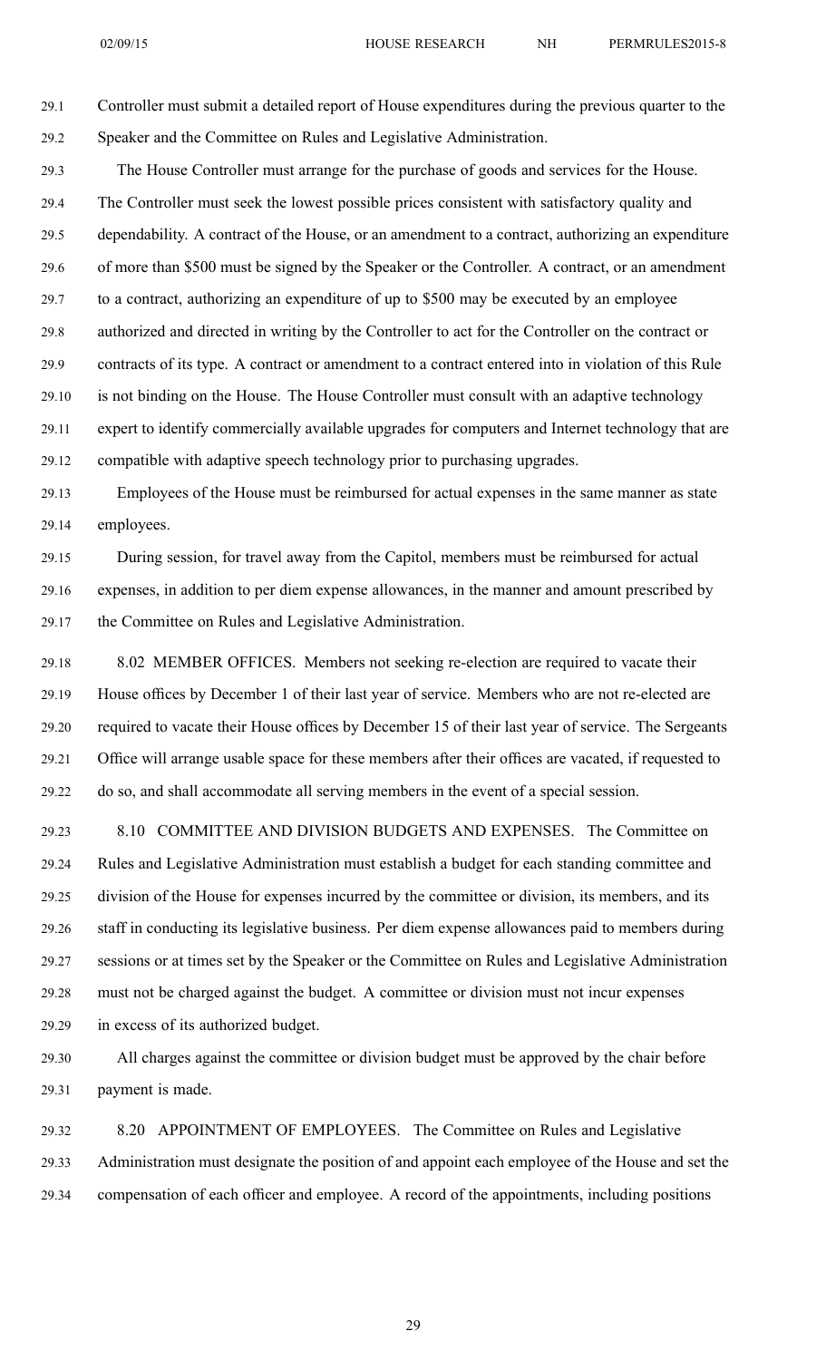Controller must submit a detailed report of House expenditures during the previous quarter to the Speaker and the Committee on Rules and Legislative Administration.

The House Controller must arrange for the purchase of goods and services for the House. The Controller must seek the lowest possible prices consistent with satisfactory quality and dependability. A contract of the House, or an amendment to a contract, authorizing an expenditure of more than $500 must be signed by the Speaker or the Controller. A contract, or an amendment to a contract, authorizing an expenditure of up to $500 may be executed by an employee authorized and directed in writing by the Controller to act for the Controller on the contract or contracts of its type. A contract or amendment to a contract entered into in violation of this Rule is not binding on the House. The House Controller must consult with an adaptive technology expert to identify commercially available upgrades for computers and Internet technology that are compatible with adaptive speech technology prior to purchasing upgrades.

Employees of the House must be reimbursed for actual expenses in the same manner as state employees.

During session, for travel away from the Capitol, members must be reimbursed for actual expenses, in addition to per diem expense allowances, in the manner and amount prescribed by the Committee on Rules and Legislative Administration.

8.02 MEMBER OFFICES. Members not seeking re-election are required to vacate their House offices by December 1 of their last year of service. Members who are not re-elected are required to vacate their House offices by December 15 of their last year of service. The Sergeants Office will arrange usable space for these members after their offices are vacated, if requested to do so, and shall accommodate all serving members in the event of a special session.

8.10 COMMITTEE AND DIVISION BUDGETS AND EXPENSES. The Committee on Rules and Legislative Administration must establish a budget for each standing committee and division of the House for expenses incurred by the committee or division, its members, and its staff in conducting its legislative business. Per diem expense allowances paid to members during sessions or at times set by the Speaker or the Committee on Rules and Legislative Administration must not be charged against the budget. A committee or division must not incur expenses in excess of its authorized budget.

All charges against the committee or division budget must be approved by the chair before payment is made.

8.20 APPOINTMENT OF EMPLOYEES. The Committee on Rules and Legislative Administration must designate the position of and appoint each employee of the House and set the compensation of each officer and employee. A record of the appointments, including positions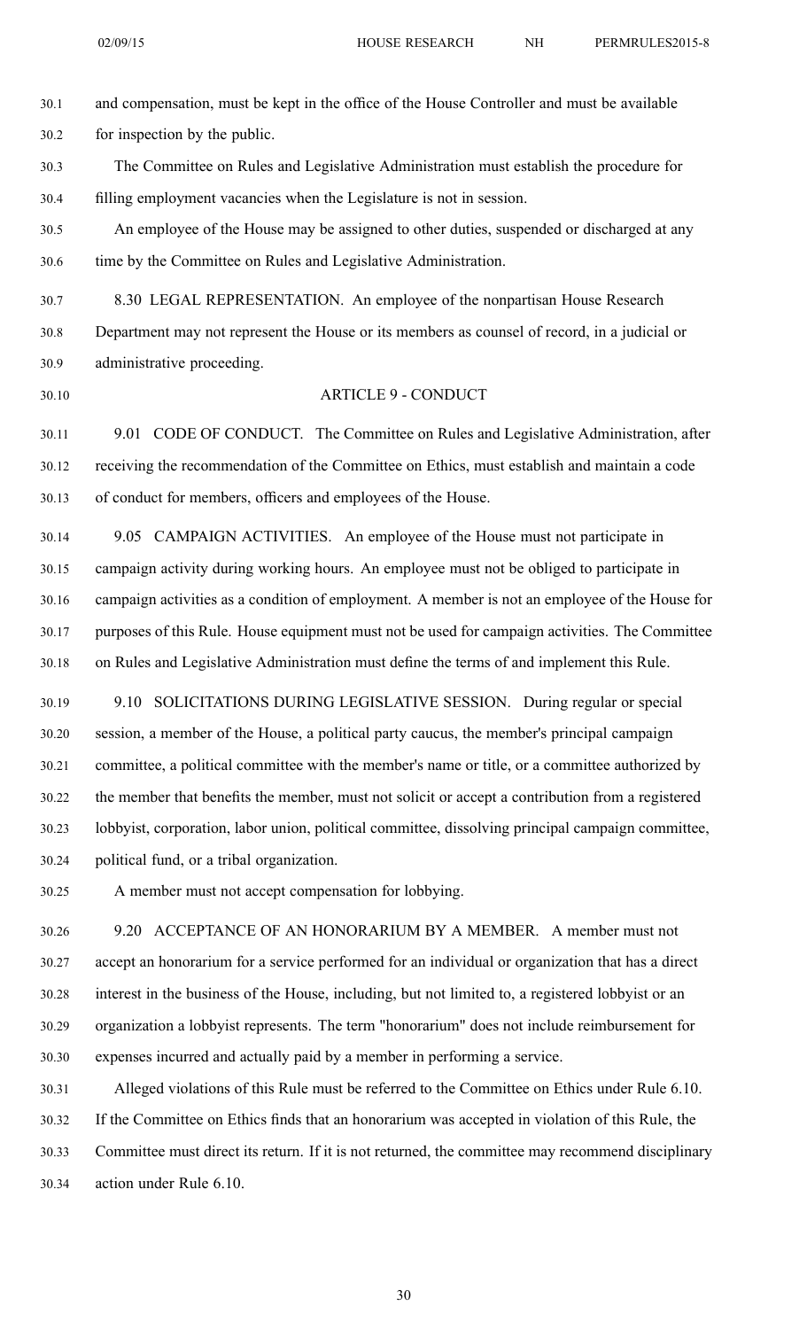and compensation, must be kept in the office of the House Controller and must be available for inspection by the public.

The Committee on Rules and Legislative Administration must establish the procedure for filling employment vacancies when the Legislature is not in session.

An employee of the House may be assigned to other duties, suspended or discharged at any time by the Committee on Rules and Legislative Administration.

8.30 LEGAL REPRESENTATION. An employee of the nonpartisan House Research Department may not represent the House or its members as counsel of record, in a judicial or administrative proceeding.

## ARTICLE 9 - CONDUCT

9.01 CODE OF CONDUCT. The Committee on Rules and Legislative Administration, after receiving the recommendation of the Committee on Ethics, must establish and maintain a code of conduct for members, officers and employees of the House.

9.05 CAMPAIGN ACTIVITIES. An employee of the House must not participate in campaign activity during working hours. An employee must not be obliged to participate in campaign activities as a condition of employment. A member is not an employee of the House for purposes of this Rule. House equipment must not be used for campaign activities. The Committee on Rules and Legislative Administration must define the terms of and implement this Rule.

9.10 SOLICITATIONS DURING LEGISLATIVE SESSION. During regular or special session, a member of the House, a political party caucus, the member's principal campaign committee, a political committee with the member's name or title, or a committee authorized by the member that benefits the member, must not solicit or accept a contribution from a registered lobbyist, corporation, labor union, political committee, dissolving principal campaign committee, political fund, or a tribal organization.

A member must not accept compensation for lobbying.

9.20 ACCEPTANCE OF AN HONORARIUM BY A MEMBER. A member must not accept an honorarium for a service performed for an individual or organization that has a direct interest in the business of the House, including, but not limited to, a registered lobbyist or an organization a lobbyist represents. The term "honorarium" does not include reimbursement for expenses incurred and actually paid by a member in performing a service.

Alleged violations of this Rule must be referred to the Committee on Ethics under Rule 6.10. If the Committee on Ethics finds that an honorarium was accepted in violation of this Rule, the Committee must direct its return. If it is not returned, the committee may recommend disciplinary action under Rule 6.10.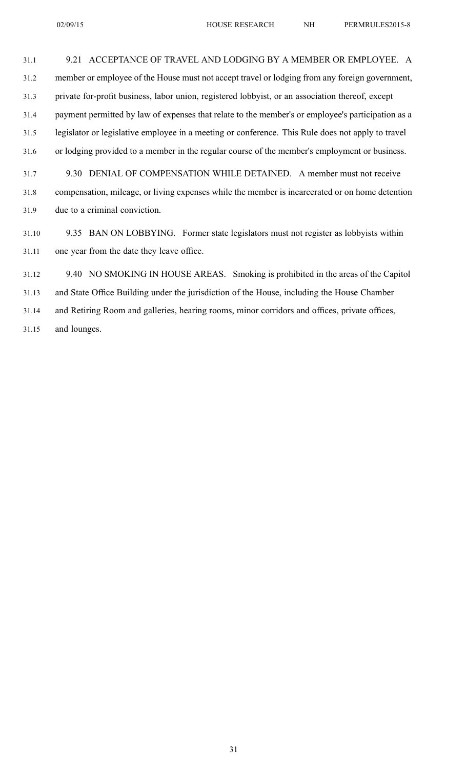9.21 ACCEPTANCE OF TRAVEL AND LODGING BY A MEMBER OR EMPLOYEE. A member or employee of the House must not accept travel or lodging from any foreign government, private for-profit business, labor union, registered lobbyist, or an association thereof, except payment permitted by law of expenses that relate to the member's or employee's participation as a legislator or legislative employee in a meeting or conference. This Rule does not apply to travel or lodging provided to a member in the regular course of the member's employment or business.

9.30 DENIAL OF COMPENSATION WHILE DETAINED. A member must not receive compensation, mileage, or living expenses while the member is incarcerated or on home detention due to a criminal conviction.

9.35 BAN ON LOBBYING. Former state legislators must not register as lobbyists within one year from the date they leave office.

9.40 NO SMOKING IN HOUSE AREAS. Smoking is prohibited in the areas of the Capitol and State Office Building under the jurisdiction of the House, including the House Chamber and Retiring Room and galleries, hearing rooms, minor corridors and offices, private offices, and lounges.